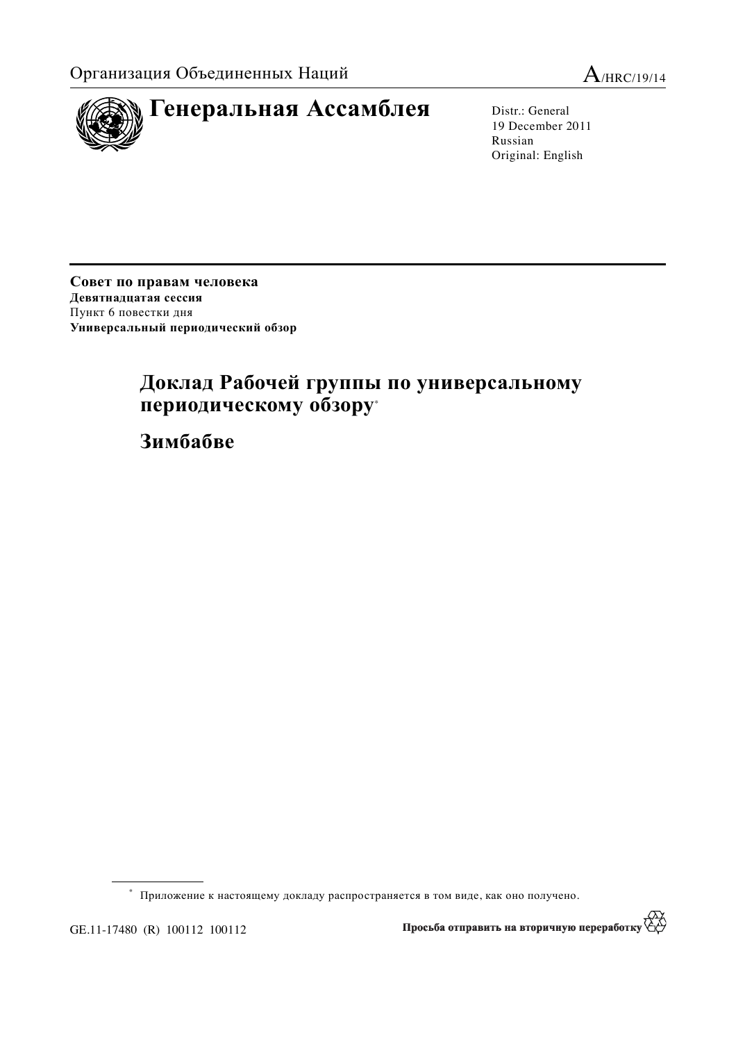Организация Объединенных Наций

A/HRC/19/14

# Генеральная Ассамблея

Distr.: General
19 December 2011
Russian
Original: English

**Совет по правам человека**
**Девятнадцатая сессия**
Пункт 6 повестки дня
**Универсальный периодический обзор**

## Доклад Рабочей группы по универсальному периодическому обзору*

## Зимбабве

* Приложение к настоящему докладу распространяется в том виде, как оно получено.

GE.11-17480 (R) 100112 100112

Просьба отправить на вторичную переработку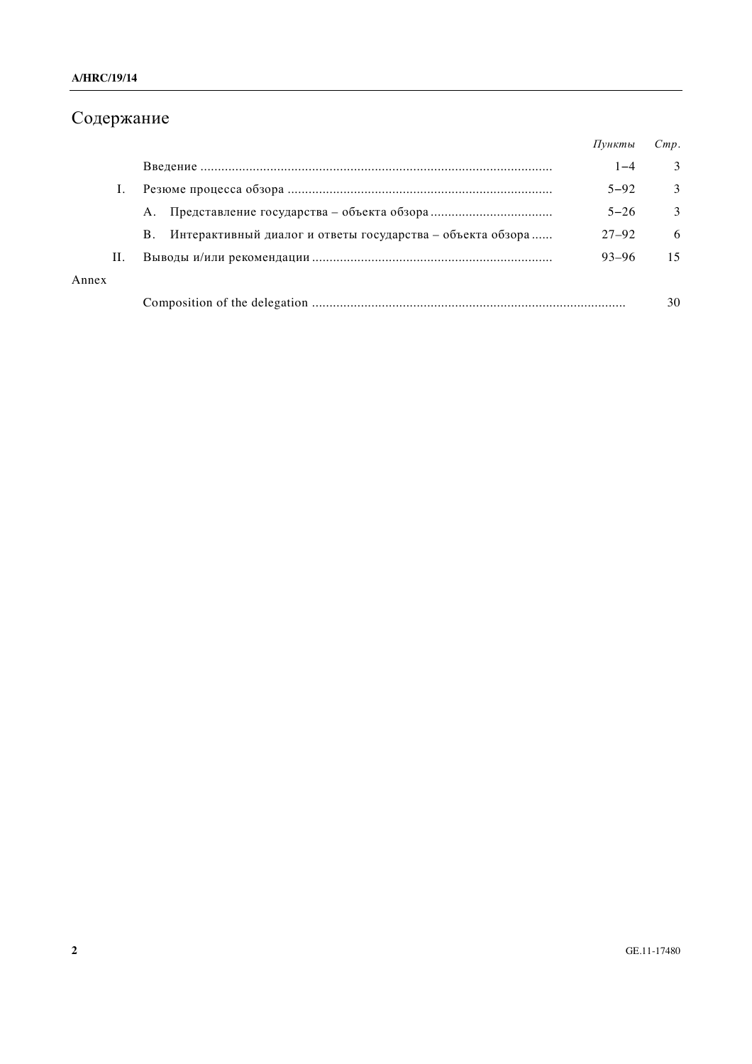# Содержание

| | | *Пункты* | *Стр.* |
|---|---|---|---|
| | Введение | 1–4 | 3 |
| I. | Резюме процесса обзора | 5–92 | 3 |
| | A. Представление государства – объекта обзора | 5–26 | 3 |
| | B. Интерактивный диалог и ответы государства – объекта обзора | 27–92 | 6 |
| II. | Выводы и/или рекомендации | 93–96 | 15 |
| Annex | | | |
| | Composition of the delegation | | 30 |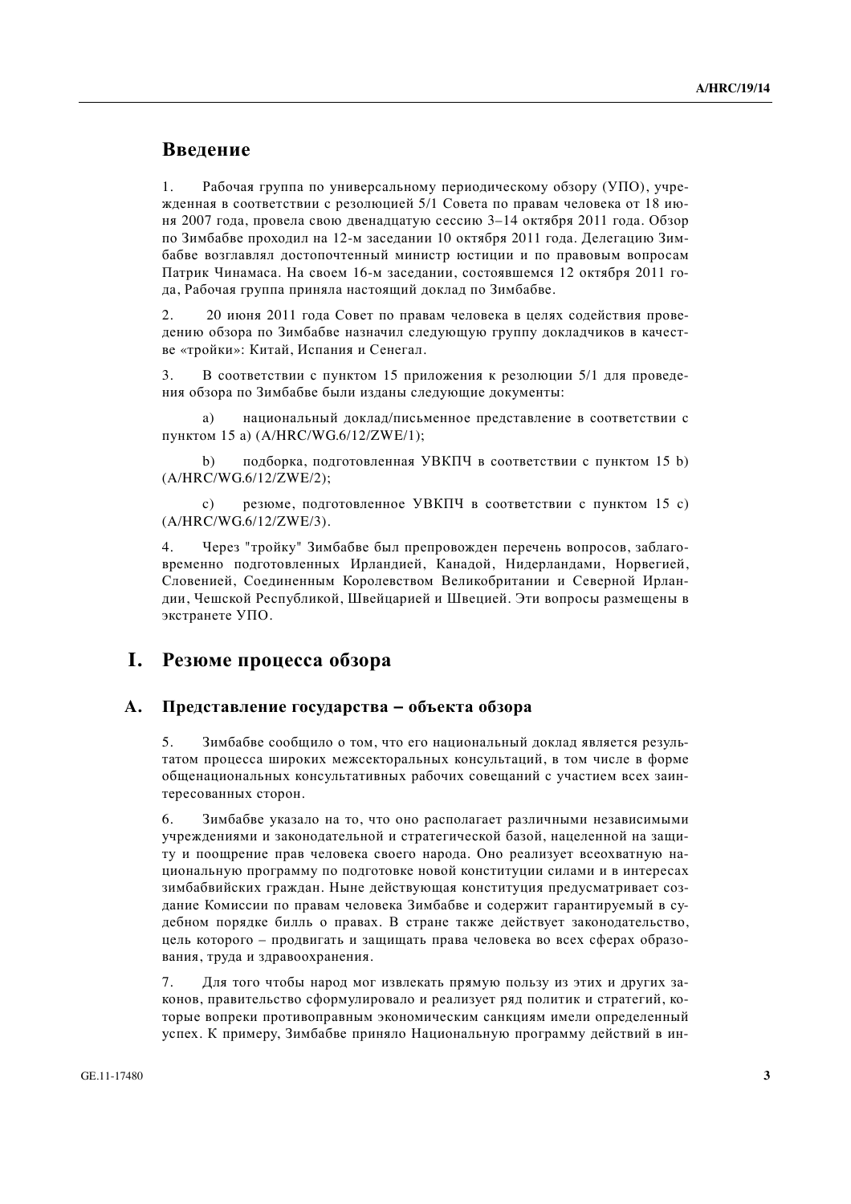# Введение

1. Рабочая группа по универсальному периодическому обзору (УПО), учрежденная в соответствии с резолюцией 5/1 Совета по правам человека от 18 июня 2007 года, провела свою двенадцатую сессию 3–14 октября 2011 года. Обзор по Зимбабве проходил на 12-м заседании 10 октября 2011 года. Делегацию Зимбабве возглавлял достопочтенный министр юстиции и по правовым вопросам Патрик Чинамаса. На своем 16-м заседании, состоявшемся 12 октября 2011 года, Рабочая группа приняла настоящий доклад по Зимбабве.

2. 20 июня 2011 года Совет по правам человека в целях содействия проведению обзора по Зимбабве назначил следующую группу докладчиков в качестве «тройки»: Китай, Испания и Сенегал.

3. В соответствии с пунктом 15 приложения к резолюции 5/1 для проведения обзора по Зимбабве были изданы следующие документы:

a) национальный доклад/письменное представление в соответствии с пунктом 15 а) (A/HRC/WG.6/12/ZWE/1);

b) подборка, подготовленная УВКПЧ в соответствии с пунктом 15 b) (A/HRC/WG.6/12/ZWE/2);

c) резюме, подготовленное УВКПЧ в соответствии с пунктом 15 с) (A/HRC/WG.6/12/ZWE/3).

4. Через "тройку" Зимбабве был препровожден перечень вопросов, заблаговременно подготовленных Ирландией, Канадой, Нидерландами, Норвегией, Словенией, Соединенным Королевством Великобритании и Северной Ирландии, Чешской Республикой, Швейцарией и Швецией. Эти вопросы размещены в экстранете УПО.

# I. Резюме процесса обзора

## A. Представление государства – объекта обзора

5. Зимбабве сообщило о том, что его национальный доклад является результатом процесса широких межсекторальных консультаций, в том числе в форме общенациональных консультативных рабочих совещаний с участием всех заинтересованных сторон.

6. Зимбабве указало на то, что оно располагает различными независимыми учреждениями и законодательной и стратегической базой, нацеленной на защиту и поощрение прав человека своего народа. Оно реализует всеохватную национальную программу по подготовке новой конституции силами и в интересах зимбабвийских граждан. Ныне действующая конституция предусматривает создание Комиссии по правам человека Зимбабве и содержит гарантируемый в судебном порядке билль о правах. В стране также действует законодательство, цель которого – продвигать и защищать права человека во всех сферах образования, труда и здравоохранения.

7. Для того чтобы народ мог извлекать прямую пользу из этих и других законов, правительство сформулировало и реализует ряд политик и стратегий, которые вопреки противоправным экономическим санкциям имели определенный успех. К примеру, Зимбабве приняло Национальную программу действий в ин-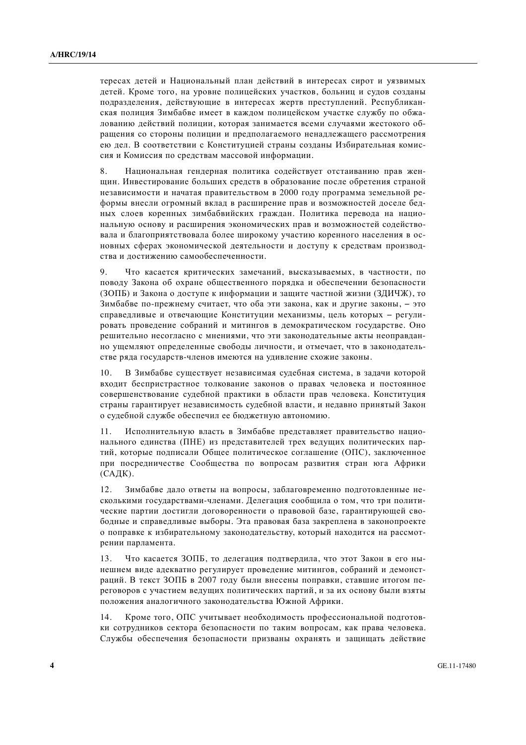тересах детей и Национальный план действий в интересах сирот и уязвимых детей. Кроме того, на уровне полицейских участков, больниц и судов созданы подразделения, действующие в интересах жертв преступлений. Республиканская полиция Зимбабве имеет в каждом полицейском участке службу по обжалованию действий полиции, которая занимается всеми случаями жестокого обращения со стороны полиции и предполагаемого ненадлежащего рассмотрения ею дел. В соответствии с Конституцией страны созданы Избирательная комиссия и Комиссия по средствам массовой информации.

8. Национальная гендерная политика содействует отстаиванию прав женщин. Инвестирование больших средств в образование после обретения страной независимости и начатая правительством в 2000 году программа земельной реформы внесли огромный вклад в расширение прав и возможностей доселе бедных слоев коренных зимбабвийских граждан. Политика перевода на национальную основу и расширения экономических прав и возможностей содействовала и благоприятствовала более широкому участию коренного населения в основных сферах экономической деятельности и доступу к средствам производства и достижению самообеспеченности.

9. Что касается критических замечаний, высказываемых, в частности, по поводу Закона об охране общественного порядка и обеспечении безопасности (ЗОПБ) и Закона о доступе к информации и защите частной жизни (ЗДИЧЖ), то Зимбабве по-прежнему считает, что оба эти закона, как и другие законы, – это справедливые и отвечающие Конституции механизмы, цель которых – регулировать проведение собраний и митингов в демократическом государстве. Оно решительно несогласно с мнениями, что эти законодательные акты неоправданно ущемляют определенные свободы личности, и отмечает, что в законодательстве ряда государств-членов имеются на удивление схожие законы.

10. В Зимбабве существует независимая судебная система, в задачи которой входит беспристрастное толкование законов о правах человека и постоянное совершенствование судебной практики в области прав человека. Конституция страны гарантирует независимость судебной власти, и недавно принятый Закон о судебной службе обеспечил ее бюджетную автономию.

11. Исполнительную власть в Зимбабве представляет правительство национального единства (ПНЕ) из представителей трех ведущих политических партий, которые подписали Общее политическое соглашение (ОПС), заключенное при посредничестве Сообщества по вопросам развития стран юга Африки (САДК).

12. Зимбабве дало ответы на вопросы, заблаговременно подготовленные несколькими государствами-членами. Делегация сообщила о том, что три политические партии достигли договоренности о правовой базе, гарантирующей свободные и справедливые выборы. Эта правовая база закреплена в законопроекте о поправке к избирательному законодательству, который находится на рассмотрении парламента.

13. Что касается ЗОПБ, то делегация подтвердила, что этот Закон в его нынешнем виде адекватно регулирует проведение митингов, собраний и демонстраций. В текст ЗОПБ в 2007 году были внесены поправки, ставшие итогом переговоров с участием ведущих политических партий, и за их основу были взяты положения аналогичного законодательства Южной Африки.

14. Кроме того, ОПС учитывает необходимость профессиональной подготовки сотрудников сектора безопасности по таким вопросам, как права человека. Службы обеспечения безопасности призваны охранять и защищать действие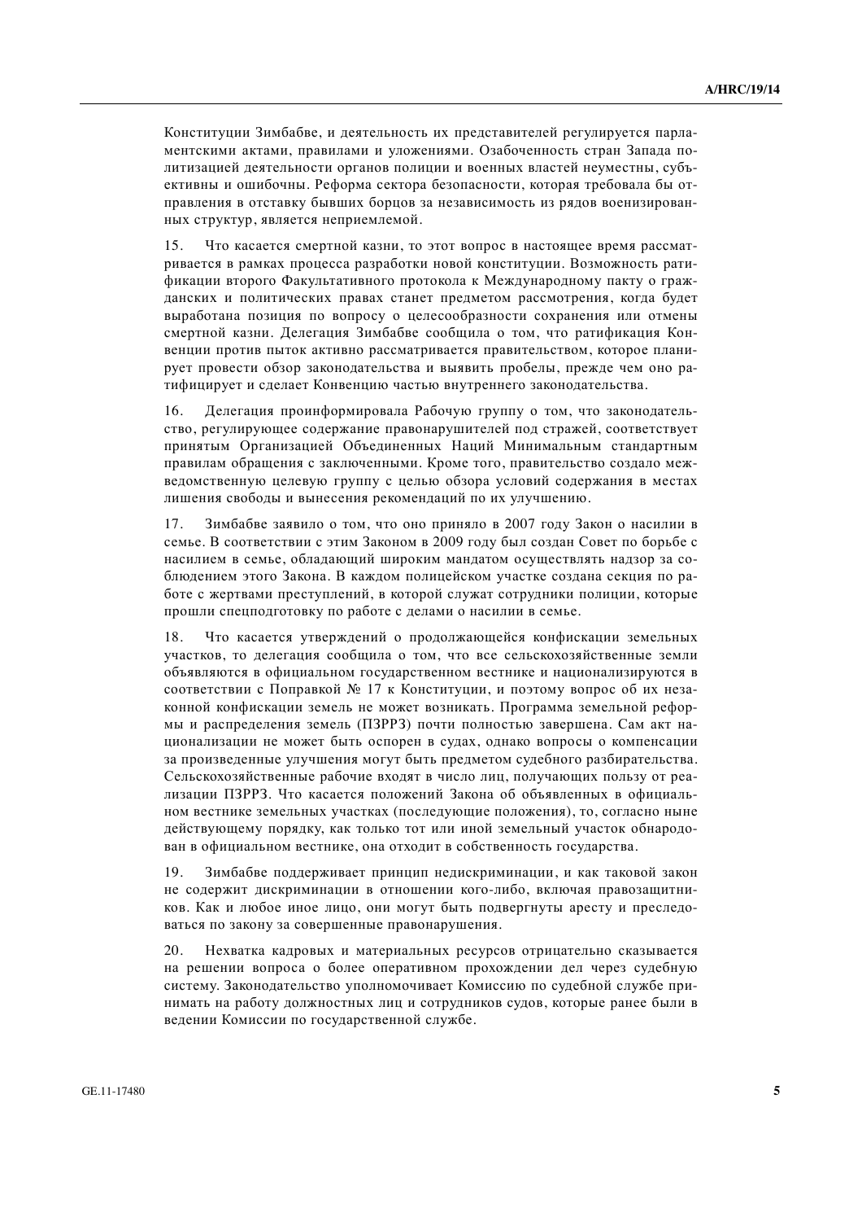Конституции Зимбабве, и деятельность их представителей регулируется парламентскими актами, правилами и уложениями. Озабоченность стран Запада политизацией деятельности органов полиции и военных властей неуместны, субъективны и ошибочны. Реформа сектора безопасности, которая требовала бы отправления в отставку бывших борцов за независимость из рядов военизированных структур, является неприемлемой.

15. Что касается смертной казни, то этот вопрос в настоящее время рассматривается в рамках процесса разработки новой конституции. Возможность ратификации второго Факультативного протокола к Международному пакту о гражданских и политических правах станет предметом рассмотрения, когда будет выработана позиция по вопросу о целесообразности сохранения или отмены смертной казни. Делегация Зимбабве сообщила о том, что ратификация Конвенции против пыток активно рассматривается правительством, которое планирует провести обзор законодательства и выявить пробелы, прежде чем оно ратифицирует и сделает Конвенцию частью внутреннего законодательства.

16. Делегация проинформировала Рабочую группу о том, что законодательство, регулирующее содержание правонарушителей под стражей, соответствует принятым Организацией Объединенных Наций Минимальным стандартным правилам обращения с заключенными. Кроме того, правительство создало межведомственную целевую группу с целью обзора условий содержания в местах лишения свободы и вынесения рекомендаций по их улучшению.

17. Зимбабве заявило о том, что оно приняло в 2007 году Закон о насилии в семье. В соответствии с этим Законом в 2009 году был создан Совет по борьбе с насилием в семье, обладающий широким мандатом осуществлять надзор за соблюдением этого Закона. В каждом полицейском участке создана секция по работе с жертвами преступлений, в которой служат сотрудники полиции, которые прошли спецподготовку по работе с делами о насилии в семье.

18. Что касается утверждений о продолжающейся конфискации земельных участков, то делегация сообщила о том, что все сельскохозяйственные земли объявляются в официальном государственном вестнике и национализируются в соответствии с Поправкой № 17 к Конституции, и поэтому вопрос об их незаконной конфискации земель не может возникать. Программа земельной реформы и распределения земель (ПЗРРЗ) почти полностью завершена. Сам акт национализации не может быть оспорен в судах, однако вопросы о компенсации за произведенные улучшения могут быть предметом судебного разбирательства. Сельскохозяйственные рабочие входят в число лиц, получающих пользу от реализации ПЗРРЗ. Что касается положений Закона об объявленных в официальном вестнике земельных участках (последующие положения), то, согласно ныне действующему порядку, как только тот или иной земельный участок обнародован в официальном вестнике, она отходит в собственность государства.

19. Зимбабве поддерживает принцип недискриминации, и как таковой закон не содержит дискриминации в отношении кого-либо, включая правозащитников. Как и любое иное лицо, они могут быть подвергнуты аресту и преследоваться по закону за совершенные правонарушения.

20. Нехватка кадровых и материальных ресурсов отрицательно сказывается на решении вопроса о более оперативном прохождении дел через судебную систему. Законодательство уполномочивает Комиссию по судебной службе принимать на работу должностных лиц и сотрудников судов, которые ранее были в ведении Комиссии по государственной службе.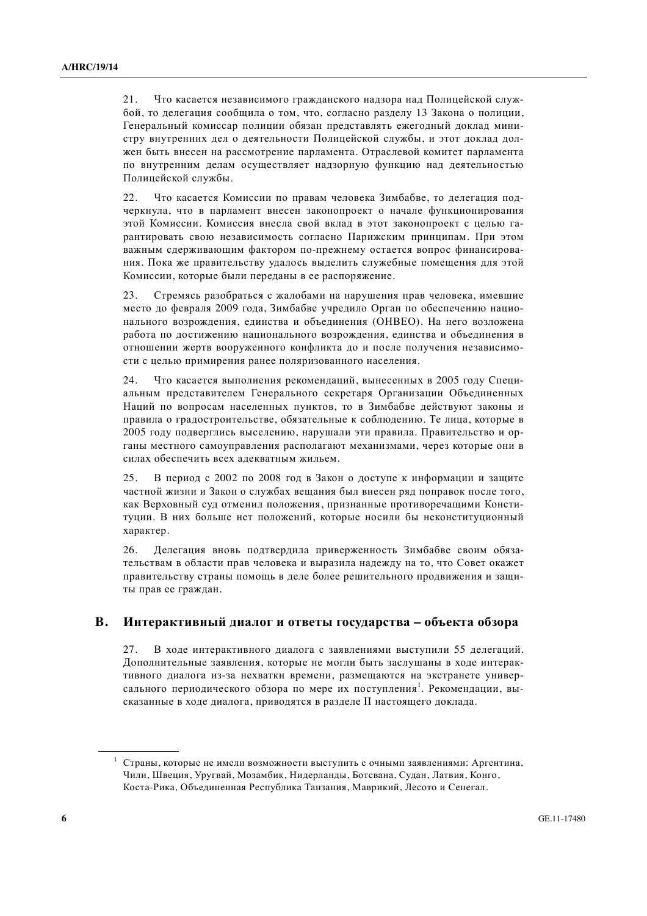21. Что касается независимого гражданского надзора над Полицейской службой, то делегация сообщила о том, что, согласно разделу 13 Закона о полиции, Генеральный комиссар полиции обязан представлять ежегодный доклад министру внутренних дел о деятельности Полицейской службы, и этот доклад должен быть внесен на рассмотрение парламента. Отраслевой комитет парламента по внутренним делам осуществляет надзорную функцию над деятельностью Полицейской службы.

22. Что касается Комиссии по правам человека Зимбабве, то делегация подчеркнула, что в парламент внесен законопроект о начале функционирования этой Комиссии. Комиссия внесла свой вклад в этот законопроект с целью гарантировать свою независимость согласно Парижским принципам. При этом важным сдерживающим фактором по-прежнему остается вопрос финансирования. Пока же правительству удалось выделить служебные помещения для этой Комиссии, которые были переданы в ее распоряжение.

23. Стремясь разобраться с жалобами на нарушения прав человека, имевшие место до февраля 2009 года, Зимбабве учредило Орган по обеспечению национального возрождения, единства и объединения (ОНВЕО). На него возложена работа по достижению национального возрождения, единства и объединения в отношении жертв вооруженного конфликта до и после получения независимости с целью примирения ранее поляризованного населения.

24. Что касается выполнения рекомендаций, вынесенных в 2005 году Специальным представителем Генерального секретаря Организации Объединенных Наций по вопросам населенных пунктов, то в Зимбабве действуют законы и правила о градостроительстве, обязательные к соблюдению. Те лица, которые в 2005 году подверглись выселению, нарушали эти правила. Правительство и органы местного самоуправления располагают механизмами, через которые они в силах обеспечить всех адекватным жильем.

25. В период с 2002 по 2008 год в Закон о доступе к информации и защите частной жизни и Закон о службах вещания был внесен ряд поправок после того, как Верховный суд отменил положения, признанные противоречащими Конституции. В них больше нет положений, которые носили бы неконституционный характер.

26. Делегация вновь подтвердила приверженность Зимбабве своим обязательствам в области прав человека и выразила надежду на то, что Совет окажет правительству страны помощь в деле более решительного продвижения и защиты прав ее граждан.

## B. Интерактивный диалог и ответы государства – объекта обзора

27. В ходе интерактивного диалога с заявлениями выступили 55 делегаций. Дополнительные заявления, которые не могли быть заслушаны в ходе интерактивного диалога из-за нехватки времени, размещаются на экстранете универсального периодического обзора по мере их поступления[1]. Рекомендации, высказанные в ходе диалога, приводятся в разделе II настоящего доклада.

[1] Страны, которые не имели возможности выступить с очными заявлениями: Аргентина, Чили, Швеция, Уругвай, Мозамбик, Нидерланды, Ботсвана, Судан, Латвия, Конго, Коста-Рика, Объединенная Республика Танзания, Маврикий, Лесото и Сенегал.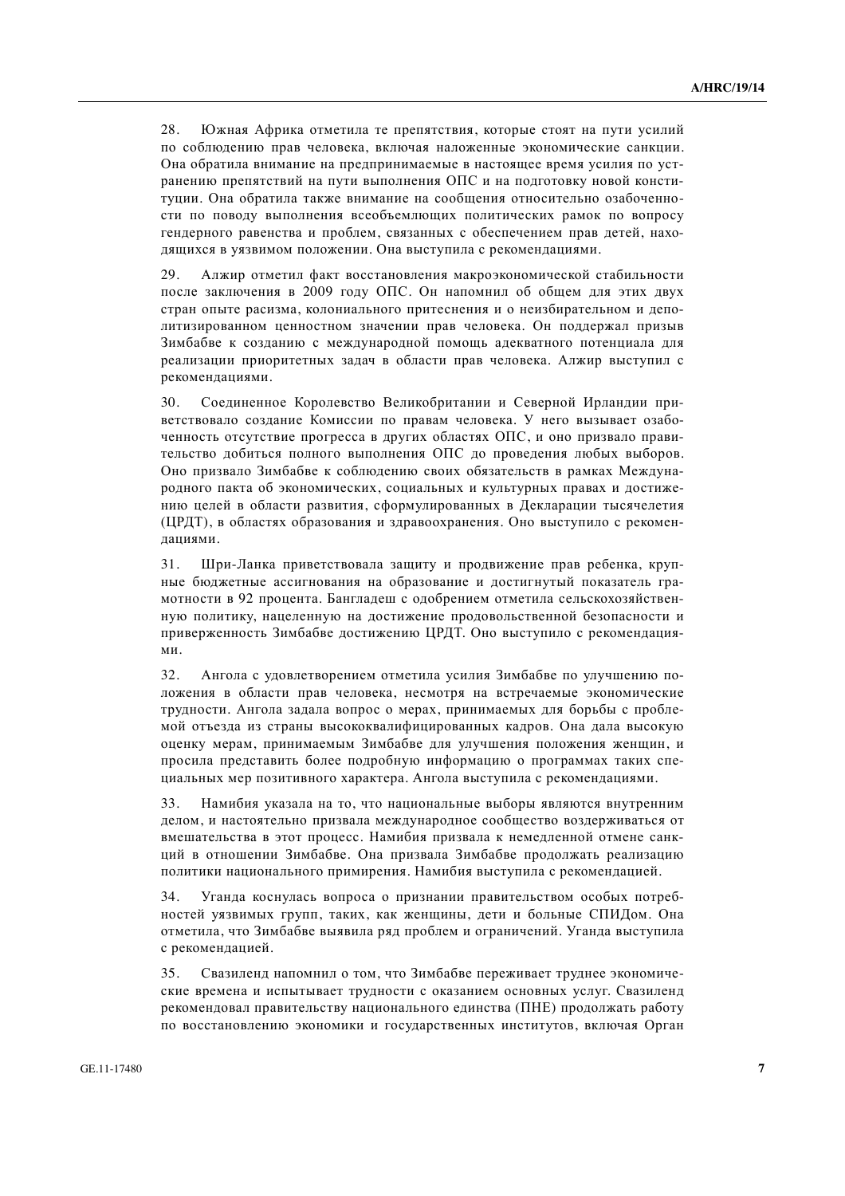28. Южная Африка отметила те препятствия, которые стоят на пути усилий по соблюдению прав человека, включая наложенные экономические санкции. Она обратила внимание на предпринимаемые в настоящее время усилия по устранению препятствий на пути выполнения ОПС и на подготовку новой конституции. Она обратила также внимание на сообщения относительно озабоченности по поводу выполнения всеобъемлющих политических рамок по вопросу гендерного равенства и проблем, связанных с обеспечением прав детей, находящихся в уязвимом положении. Она выступила с рекомендациями.

29. Алжир отметил факт восстановления макроэкономической стабильности после заключения в 2009 году ОПС. Он напомнил об общем для этих двух стран опыте расизма, колониального притеснения и о неизбирательном и деполитизированном ценностном значении прав человека. Он поддержал призыв Зимбабве к созданию с международной помощь адекватного потенциала для реализации приоритетных задач в области прав человека. Алжир выступил с рекомендациями.

30. Соединенное Королевство Великобритании и Северной Ирландии приветствовало создание Комиссии по правам человека. У него вызывает озабоченность отсутствие прогресса в других областях ОПС, и оно призвало правительство добиться полного выполнения ОПС до проведения любых выборов. Оно призвало Зимбабве к соблюдению своих обязательств в рамках Международного пакта об экономических, социальных и культурных правах и достижению целей в области развития, сформулированных в Декларации тысячелетия (ЦРДТ), в областях образования и здравоохранения. Оно выступило с рекомендациями.

31. Шри-Ланка приветствовала защиту и продвижение прав ребенка, крупные бюджетные ассигнования на образование и достигнутый показатель грамотности в 92 процента. Бангладеш с одобрением отметила сельскохозяйственную политику, нацеленную на достижение продовольственной безопасности и приверженность Зимбабве достижению ЦРДТ. Оно выступило с рекомендациями.

32. Ангола с удовлетворением отметила усилия Зимбабве по улучшению положения в области прав человека, несмотря на встречаемые экономические трудности. Ангола задала вопрос о мерах, принимаемых для борьбы с проблемой отъезда из страны высококвалифицированных кадров. Она дала высокую оценку мерам, принимаемым Зимбабве для улучшения положения женщин, и просила представить более подробную информацию о программах таких специальных мер позитивного характера. Ангола выступила с рекомендациями.

33. Намибия указала на то, что национальные выборы являются внутренним делом, и настоятельно призвала международное сообщество воздерживаться от вмешательства в этот процесс. Намибия призвала к немедленной отмене санкций в отношении Зимбабве. Она призвала Зимбабве продолжать реализацию политики национального примирения. Намибия выступила с рекомендацией.

34. Уганда коснулась вопроса о признании правительством особых потребностей уязвимых групп, таких, как женщины, дети и больные СПИДом. Она отметила, что Зимбабве выявила ряд проблем и ограничений. Уганда выступила с рекомендацией.

35. Свазиленд напомнил о том, что Зимбабве переживает труднее экономические времена и испытывает трудности с оказанием основных услуг. Свазиленд рекомендовал правительству национального единства (ПНЕ) продолжать работу по восстановлению экономики и государственных институтов, включая Орган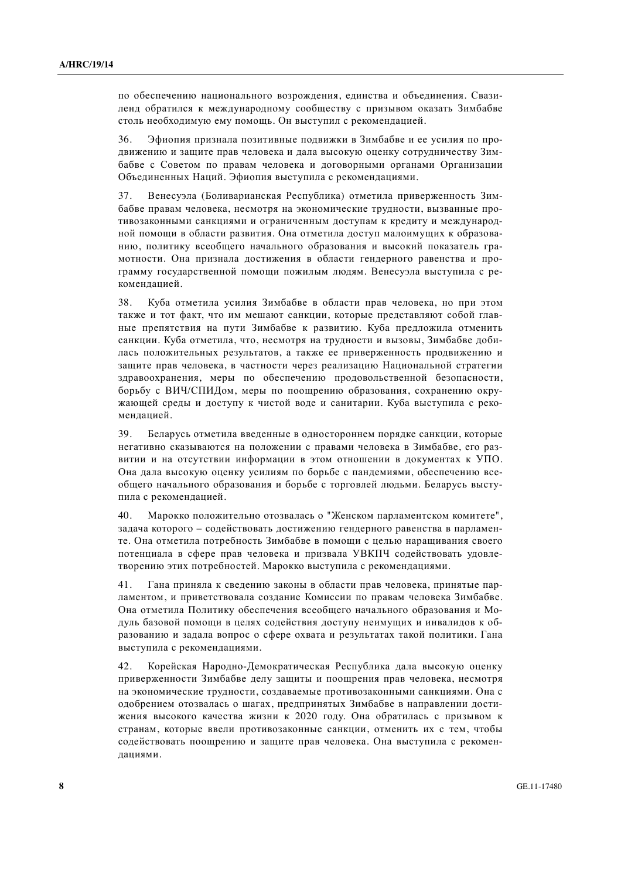по обеспечению национального возрождения, единства и объединения. Свазиленд обратился к международному сообществу с призывом оказать Зимбабве столь необходимую ему помощь. Он выступил с рекомендацией.

36. Эфиопия признала позитивные подвижки в Зимбабве и ее усилия по продвижению и защите прав человека и дала высокую оценку сотрудничеству Зимбабве с Советом по правам человека и договорными органами Организации Объединенных Наций. Эфиопия выступила с рекомендациями.

37. Венесуэла (Боливарианская Республика) отметила приверженность Зимбабве правам человека, несмотря на экономические трудности, вызванные противозаконными санкциями и ограниченным доступам к кредиту и международной помощи в области развития. Она отметила доступ малоимущих к образованию, политику всеобщего начального образования и высокий показатель грамотности. Она признала достижения в области гендерного равенства и программу государственной помощи пожилым людям. Венесуэла выступила с рекомендацией.

38. Куба отметила усилия Зимбабве в области прав человека, но при этом также и тот факт, что им мешают санкции, которые представляют собой главные препятствия на пути Зимбабве к развитию. Куба предложила отменить санкции. Куба отметила, что, несмотря на трудности и вызовы, Зимбабве добилась положительных результатов, а также ее приверженность продвижению и защите прав человека, в частности через реализацию Национальной стратегии здравоохранения, меры по обеспечению продовольственной безопасности, борьбу с ВИЧ/СПИДом, меры по поощрению образования, сохранению окружающей среды и доступу к чистой воде и санитарии. Куба выступила с рекомендацией.

39. Беларусь отметила введенные в одностороннем порядке санкции, которые негативно сказываются на положении с правами человека в Зимбабве, его развитии и на отсутствии информации в этом отношении в документах к УПО. Она дала высокую оценку усилиям по борьбе с пандемиями, обеспечению всеобщего начального образования и борьбе с торговлей людьми. Беларусь выступила с рекомендацией.

40. Марокко положительно отозвалась о "Женском парламентском комитете", задача которого – содействовать достижению гендерного равенства в парламенте. Она отметила потребность Зимбабве в помощи с целью наращивания своего потенциала в сфере прав человека и призвала УВКПЧ содействовать удовлетворению этих потребностей. Марокко выступила с рекомендациями.

41. Гана приняла к сведению законы в области прав человека, принятые парламентом, и приветствовала создание Комиссии по правам человека Зимбабве. Она отметила Политику обеспечения всеобщего начального образования и Модуль базовой помощи в целях содействия доступу неимущих и инвалидов к образованию и задала вопрос о сфере охвата и результатах такой политики. Гана выступила с рекомендациями.

42. Корейская Народно-Демократическая Республика дала высокую оценку приверженности Зимбабве делу защиты и поощрения прав человека, несмотря на экономические трудности, создаваемые противозаконными санкциями. Она с одобрением отозвалась о шагах, предпринятых Зимбабве в направлении достижения высокого качества жизни к 2020 году. Она обратилась с призывом к странам, которые ввели противозаконные санкции, отменить их с тем, чтобы содействовать поощрению и защите прав человека. Она выступила с рекомендациями.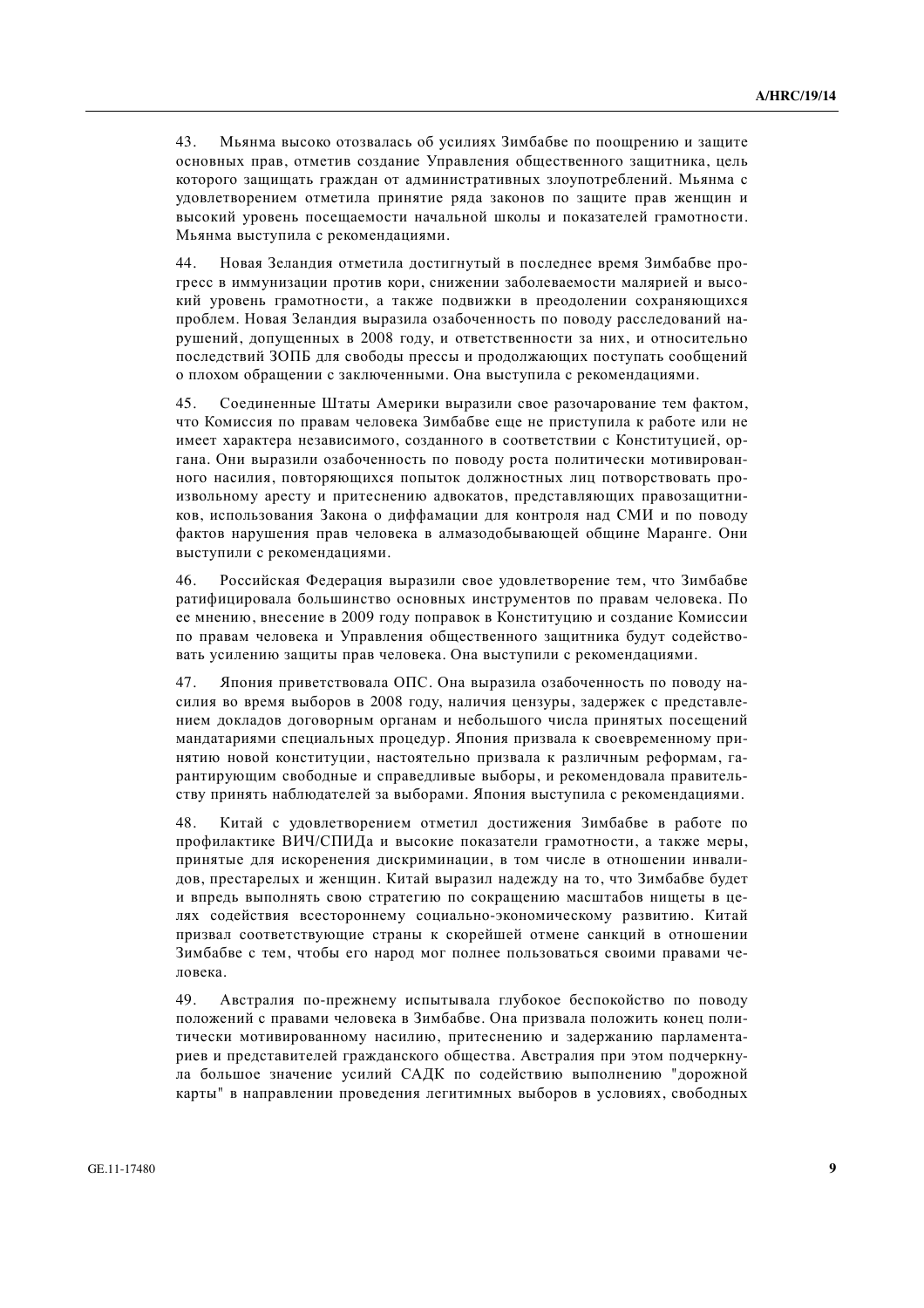43. Мьянма высоко отозвалась об усилиях Зимбабве по поощрению и защите основных прав, отметив создание Управления общественного защитника, цель которого защищать граждан от административных злоупотреблений. Мьянма с удовлетворением отметила принятие ряда законов по защите прав женщин и высокий уровень посещаемости начальной школы и показателей грамотности. Мьянма выступила с рекомендациями.

44. Новая Зеландия отметила достигнутый в последнее время Зимбабве прогресс в иммунизации против кори, снижении заболеваемости малярией и высокий уровень грамотности, а также подвижки в преодолении сохраняющихся проблем. Новая Зеландия выразила озабоченность по поводу расследований нарушений, допущенных в 2008 году, и ответственности за них, и относительно последствий ЗОПБ для свободы прессы и продолжающих поступать сообщений о плохом обращении с заключенными. Она выступила с рекомендациями.

45. Соединенные Штаты Америки выразили свое разочарование тем фактом, что Комиссия по правам человека Зимбабве еще не приступила к работе или не имеет характера независимого, созданного в соответствии с Конституцией, органа. Они выразили озабоченность по поводу роста политически мотивированного насилия, повторяющихся попыток должностных лиц потворствовать произвольному аресту и притеснению адвокатов, представляющих правозащитников, использования Закона о диффамации для контроля над СМИ и по поводу фактов нарушения прав человека в алмазодобывающей общине Маранге. Они выступили с рекомендациями.

46. Российская Федерация выразили свое удовлетворение тем, что Зимбабве ратифицировала большинство основных инструментов по правам человека. По ее мнению, внесение в 2009 году поправок в Конституцию и создание Комиссии по правам человека и Управления общественного защитника будут содействовать усилению защиты прав человека. Она выступили с рекомендациями.

47. Япония приветствовала ОПС. Она выразила озабоченность по поводу насилия во время выборов в 2008 году, наличия цензуры, задержек с представлением докладов договорным органам и небольшого числа принятых посещений мандатариями специальных процедур. Япония призвала к своевременному принятию новой конституции, настоятельно призвала к различным реформам, гарантирующим свободные и справедливые выборы, и рекомендовала правительству принять наблюдателей за выборами. Япония выступила с рекомендациями.

48. Китай с удовлетворением отметил достижения Зимбабве в работе по профилактике ВИЧ/СПИДа и высокие показатели грамотности, а также меры, принятые для искоренения дискриминации, в том числе в отношении инвалидов, престарелых и женщин. Китай выразил надежду на то, что Зимбабве будет и впредь выполнять свою стратегию по сокращению масштабов нищеты в целях содействия всестороннему социально-экономическому развитию. Китай призвал соответствующие страны к скорейшей отмене санкций в отношении Зимбабве с тем, чтобы его народ мог полнее пользоваться своими правами человека.

49. Австралия по-прежнему испытывала глубокое беспокойство по поводу положений с правами человека в Зимбабве. Она призвала положить конец политически мотивированному насилию, притеснению и задержанию парламентариев и представителей гражданского общества. Австралия при этом подчеркнула большое значение усилий САДК по содействию выполнению "дорожной карты" в направлении проведения легитимных выборов в условиях, свободных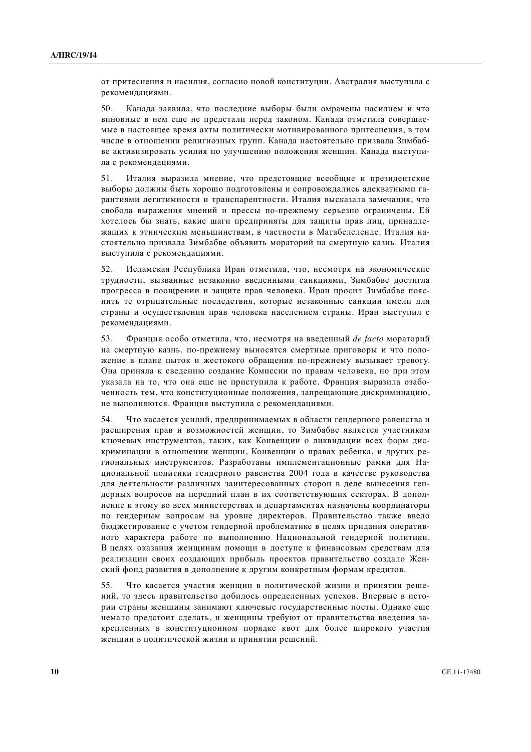от притеснения и насилия, согласно новой конституции. Австралия выступила с рекомендациями.

50. Канада заявила, что последние выборы были омрачены насилием и что виновные в нем еще не предстали перед законом. Канада отметила совершаемые в настоящее время акты политически мотивированного притеснения, в том числе в отношении религиозных групп. Канада настоятельно призвала Зимбабве активизировать усилия по улучшению положения женщин. Канада выступила с рекомендациями.

51. Италия выразила мнение, что предстоящие всеобщие и президентские выборы должны быть хорошо подготовлены и сопровождались адекватными гарантиями легитимности и транспарентности. Италия высказала замечания, что свобода выражения мнений и прессы по-прежнему серьезно ограничены. Ей хотелось бы знать, какие шаги предприняты для защиты прав лиц, принадлежащих к этническим меньшинствам, в частности в Матабелеленде. Италия настоятельно призвала Зимбабве объявить мораторий на смертную казнь. Италия выступила с рекомендациями.

52. Исламская Республика Иран отметила, что, несмотря на экономические трудности, вызванные незаконно введенными санкциями, Зимбабве достигла прогресса в поощрении и защите прав человека. Иран просил Зимбабве пояснить те отрицательные последствия, которые незаконные санкции имели для страны и осуществления прав человека населением страны. Иран выступил с рекомендациями.

53. Франция особо отметила, что, несмотря на введенный *de facto* мораторий на смертную казнь, по-прежнему выносятся смертные приговоры и что положение в плане пыток и жестокого обращения по-прежнему вызывает тревогу. Она приняла к сведению создание Комиссии по правам человека, но при этом указала на то, что она еще не приступила к работе. Франция выразила озабоченность тем, что конституционные положения, запрещающие дискриминацию, не выполняются. Франция выступила с рекомендациями.

54. Что касается усилий, предпринимаемых в области гендерного равенства и расширения прав и возможностей женщин, то Зимбабве является участником ключевых инструментов, таких, как Конвенции о ликвидации всех форм дискриминации в отношении женщин, Конвенции о правах ребенка, и других региональных инструментов. Разработаны имплементационные рамки для Национальной политики гендерного равенства 2004 года в качестве руководства для деятельности различных заинтересованных сторон в деле вынесения гендерных вопросов на передний план в их соответствующих секторах. В дополнение к этому во всех министерствах и департаментах назначены координаторы по гендерным вопросам на уровне директоров. Правительство также ввело бюджетирование с учетом гендерной проблематике в целях придания оперативного характера работе по выполнению Национальной гендерной политики. В целях оказания женщинам помощи в доступе к финансовым средствам для реализации своих создающих прибыль проектов правительство создало Женский фонд развития в дополнение к другим конкретным формам кредитов.

55. Что касается участия женщин в политической жизни и принятии решений, то здесь правительство добилось определенных успехов. Впервые в истории страны женщины занимают ключевые государственные посты. Однако еще немало предстоит сделать, и женщины требуют от правительства введения закрепленных в конституционном порядке квот для более широкого участия женщин в политической жизни и принятии решений.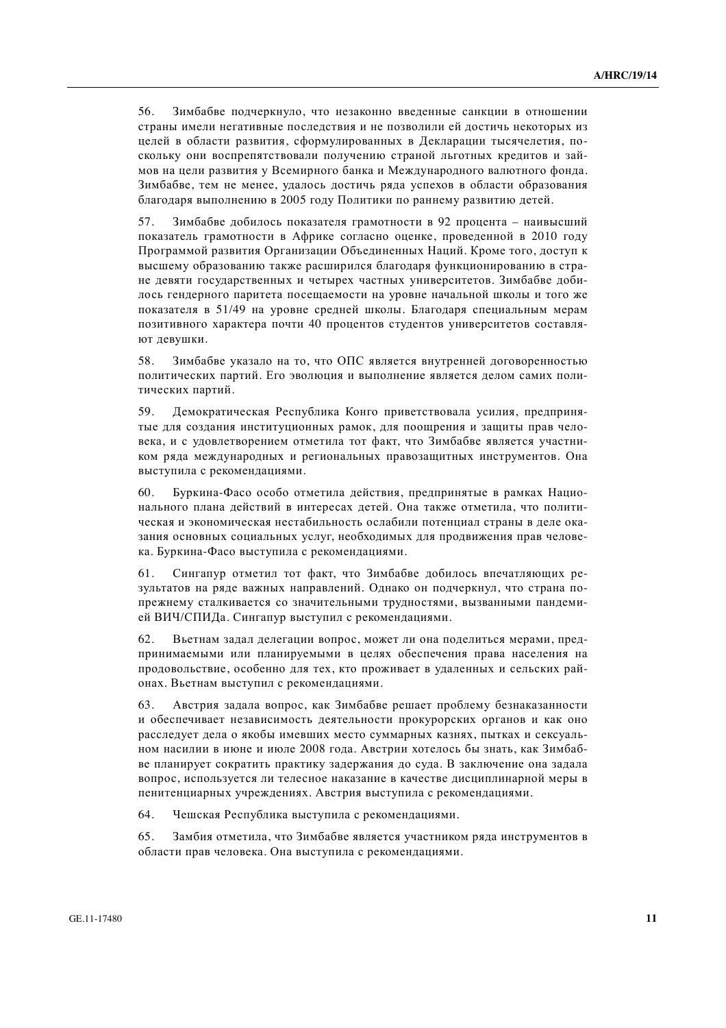56. Зимбабве подчеркнуло, что незаконно введенные санкции в отношении страны имели негативные последствия и не позволили ей достичь некоторых из целей в области развития, сформулированных в Декларации тысячелетия, поскольку они воспрепятствовали получению страной льготных кредитов и займов на цели развития у Всемирного банка и Международного валютного фонда. Зимбабве, тем не менее, удалось достичь ряда успехов в области образования благодаря выполнению в 2005 году Политики по раннему развитию детей.

57. Зимбабве добилось показателя грамотности в 92 процента – наивысший показатель грамотности в Африке согласно оценке, проведенной в 2010 году Программой развития Организации Объединенных Наций. Кроме того, доступ к высшему образованию также расширился благодаря функционированию в стране девяти государственных и четырех частных университетов. Зимбабве добилось гендерного паритета посещаемости на уровне начальной школы и того же показателя в 51/49 на уровне средней школы. Благодаря специальным мерам позитивного характера почти 40 процентов студентов университетов составляют девушки.

58. Зимбабве указало на то, что ОПС является внутренней договоренностью политических партий. Его эволюция и выполнение является делом самих политических партий.

59. Демократическая Республика Конго приветствовала усилия, предпринятые для создания институционных рамок, для поощрения и защиты прав человека, и с удовлетворением отметила тот факт, что Зимбабве является участником ряда международных и региональных правозащитных инструментов. Она выступила с рекомендациями.

60. Буркина-Фасо особо отметила действия, предпринятые в рамках Национального плана действий в интересах детей. Она также отметила, что политическая и экономическая нестабильность ослабили потенциал страны в деле оказания основных социальных услуг, необходимых для продвижения прав человека. Буркина-Фасо выступила с рекомендациями.

61. Сингапур отметил тот факт, что Зимбабве добилось впечатляющих результатов на ряде важных направлений. Однако он подчеркнул, что страна по-прежнему сталкивается со значительными трудностями, вызванными пандемией ВИЧ/СПИДа. Сингапур выступил с рекомендациями.

62. Вьетнам задал делегации вопрос, может ли она поделиться мерами, предпринимаемыми или планируемыми в целях обеспечения права населения на продовольствие, особенно для тех, кто проживает в удаленных и сельских районах. Вьетнам выступил с рекомендациями.

63. Австрия задала вопрос, как Зимбабве решает проблему безнаказанности и обеспечивает независимость деятельности прокурорских органов и как оно расследует дела о якобы имевших место суммарных казнях, пытках и сексуальном насилии в июне и июле 2008 года. Австрии хотелось бы знать, как Зимбабве планирует сократить практику задержания до суда. В заключение она задала вопрос, используется ли телесное наказание в качестве дисциплинарной меры в пенитенциарных учреждениях. Австрия выступила с рекомендациями.

64. Чешская Республика выступила с рекомендациями.

65. Замбия отметила, что Зимбабве является участником ряда инструментов в области прав человека. Она выступила с рекомендациями.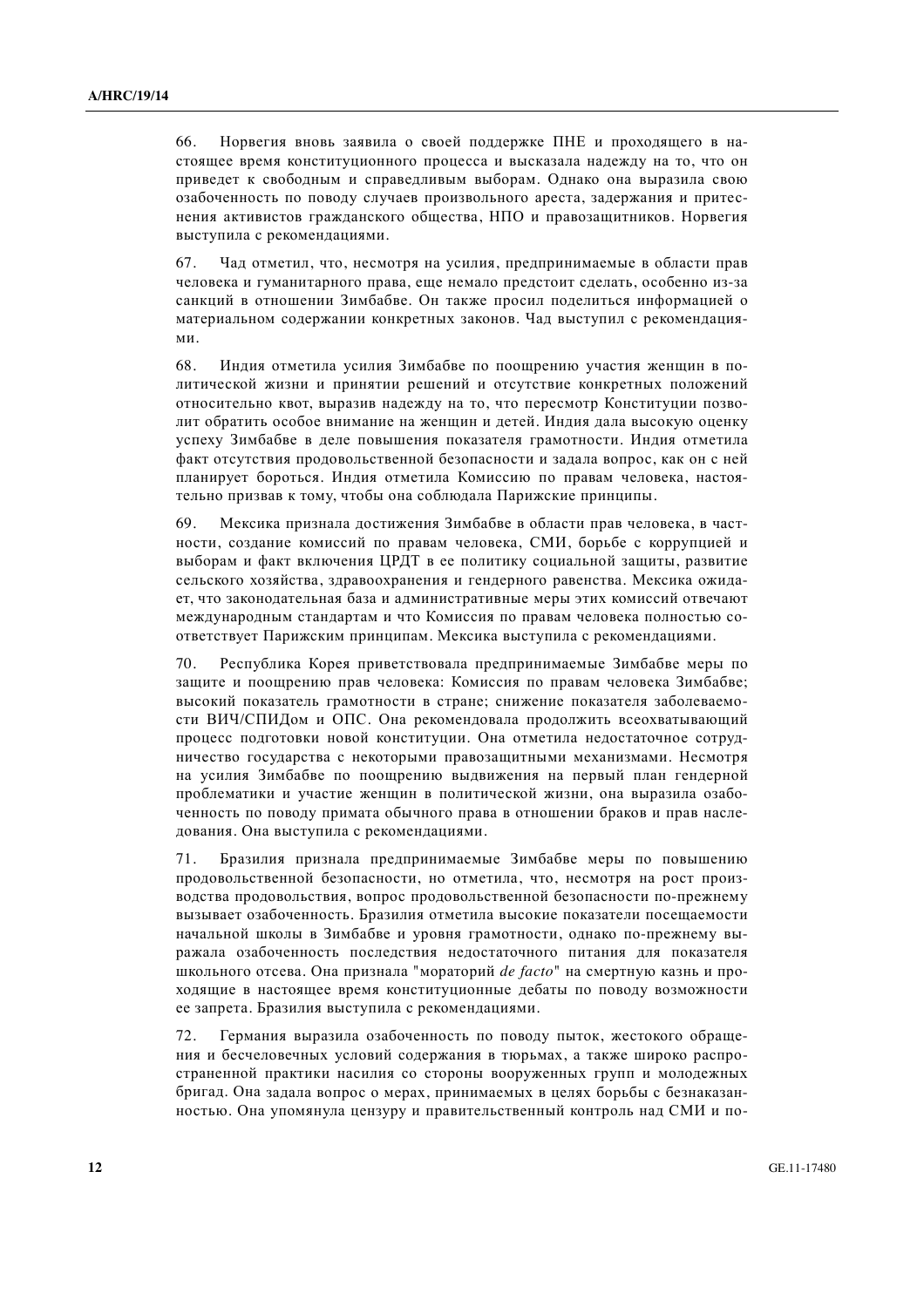66. Норвегия вновь заявила о своей поддержке ПНЕ и проходящего в настоящее время конституционного процесса и высказала надежду на то, что он приведет к свободным и справедливым выборам. Однако она выразила свою озабоченность по поводу случаев произвольного ареста, задержания и притеснения активистов гражданского общества, НПО и правозащитников. Норвегия выступила с рекомендациями.

67. Чад отметил, что, несмотря на усилия, предпринимаемые в области прав человека и гуманитарного права, еще немало предстоит сделать, особенно из-за санкций в отношении Зимбабве. Он также просил поделиться информацией о материальном содержании конкретных законов. Чад выступил с рекомендациями.

68. Индия отметила усилия Зимбабве по поощрению участия женщин в политической жизни и принятии решений и отсутствие конкретных положений относительно квот, выразив надежду на то, что пересмотр Конституции позволит обратить особое внимание на женщин и детей. Индия дала высокую оценку успеху Зимбабве в деле повышения показателя грамотности. Индия отметила факт отсутствия продовольственной безопасности и задала вопрос, как он с ней планирует бороться. Индия отметила Комиссию по правам человека, настоятельно призвав к тому, чтобы она соблюдала Парижские принципы.

69. Мексика признала достижения Зимбабве в области прав человека, в частности, создание комиссий по правам человека, СМИ, борьбе с коррупцией и выборам и факт включения ЦРДТ в ее политику социальной защиты, развитие сельского хозяйства, здравоохранения и гендерного равенства. Мексика ожидает, что законодательная база и административные меры этих комиссий отвечают международным стандартам и что Комиссия по правам человека полностью соответствует Парижским принципам. Мексика выступила с рекомендациями.

70. Республика Корея приветствовала предпринимаемые Зимбабве меры по защите и поощрению прав человека: Комиссия по правам человека Зимбабве; высокий показатель грамотности в стране; снижение показателя заболеваемости ВИЧ/СПИДом и ОПС. Она рекомендовала продолжить всеохватывающий процесс подготовки новой конституции. Она отметила недостаточное сотрудничество государства с некоторыми правозащитными механизмами. Несмотря на усилия Зимбабве по поощрению выдвижения на первый план гендерной проблематики и участие женщин в политической жизни, она выразила озабоченность по поводу примата обычного права в отношении браков и прав наследования. Она выступила с рекомендациями.

71. Бразилия признала предпринимаемые Зимбабве меры по повышению продовольственной безопасности, но отметила, что, несмотря на рост производства продовольствия, вопрос продовольственной безопасности по-прежнему вызывает озабоченность. Бразилия отметила высокие показатели посещаемости начальной школы в Зимбабве и уровня грамотности, однако по-прежнему выражала озабоченность последствия недостаточного питания для показателя школьного отсева. Она признала "мораторий *de facto*" на смертную казнь и проходящие в настоящее время конституционные дебаты по поводу возможности ее запрета. Бразилия выступила с рекомендациями.

72. Германия выразила озабоченность по поводу пыток, жестокого обращения и бесчеловечных условий содержания в тюрьмах, а также широко распространенной практики насилия со стороны вооруженных групп и молодежных бригад. Она задала вопрос о мерах, принимаемых в целях борьбы с безнаказанностью. Она упомянула цензуру и правительственный контроль над СМИ и по-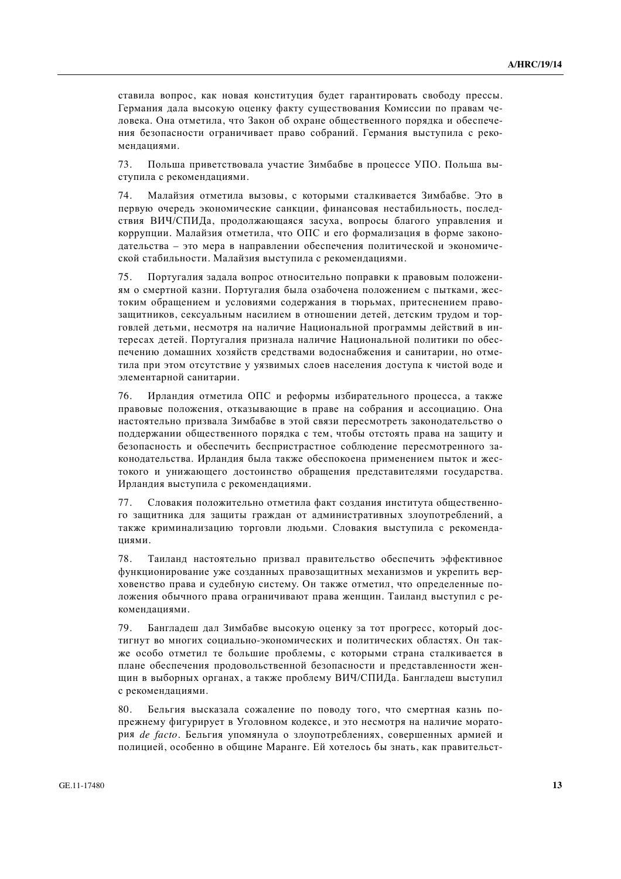ставила вопрос, как новая конституция будет гарантировать свободу прессы. Германия дала высокую оценку факту существования Комиссии по правам человека. Она отметила, что Закон об охране общественного порядка и обеспечения безопасности ограничивает право собраний. Германия выступила с рекомендациями.

73. Польша приветствовала участие Зимбабве в процессе УПО. Польша выступила с рекомендациями.

74. Малайзия отметила вызовы, с которыми сталкивается Зимбабве. Это в первую очередь экономические санкции, финансовая нестабильность, последствия ВИЧ/СПИДа, продолжающаяся засуха, вопросы благого управления и коррупции. Малайзия отметила, что ОПС и его формализация в форме законодательства – это мера в направлении обеспечения политической и экономической стабильности. Малайзия выступила с рекомендациями.

75. Португалия задала вопрос относительно поправки к правовым положениям о смертной казни. Португалия была озабочена положением с пытками, жестоким обращением и условиями содержания в тюрьмах, притеснением правозащитников, сексуальным насилием в отношении детей, детским трудом и торговлей детьми, несмотря на наличие Национальной программы действий в интересах детей. Португалия признала наличие Национальной политики по обеспечению домашних хозяйств средствами водоснабжения и санитарии, но отметила при этом отсутствие у уязвимых слоев населения доступа к чистой воде и элементарной санитарии.

76. Ирландия отметила ОПС и реформы избирательного процесса, а также правовые положения, отказывающие в праве на собрания и ассоциацию. Она настоятельно призвала Зимбабве в этой связи пересмотреть законодательство о поддержании общественного порядка с тем, чтобы отстоять права на защиту и безопасность и обеспечить беспристрастное соблюдение пересмотренного законодательства. Ирландия была также обеспокоена применением пыток и жестокого и унижающего достоинство обращения представителями государства. Ирландия выступила с рекомендациями.

77. Словакия положительно отметила факт создания института общественного защитника для защиты граждан от административных злоупотреблений, а также криминализацию торговли людьми. Словакия выступила с рекомендациями.

78. Таиланд настоятельно призвал правительство обеспечить эффективное функционирование уже созданных правозащитных механизмов и укрепить верховенство права и судебную систему. Он также отметил, что определенные положения обычного права ограничивают права женщин. Таиланд выступил с рекомендациями.

79. Бангладеш дал Зимбабве высокую оценку за тот прогресс, который достигнут во многих социально-экономических и политических областях. Он также особо отметил те большие проблемы, с которыми страна сталкивается в плане обеспечения продовольственной безопасности и представленности женщин в выборных органах, а также проблему ВИЧ/СПИДа. Бангладеш выступил с рекомендациями.

80. Бельгия высказала сожаление по поводу того, что смертная казнь попрежнему фигурирует в Уголовном кодексе, и это несмотря на наличие моратория *de facto*. Бельгия упомянула о злоупотреблениях, совершенных армией и полицией, особенно в общине Маранге. Ей хотелось бы знать, как правительст-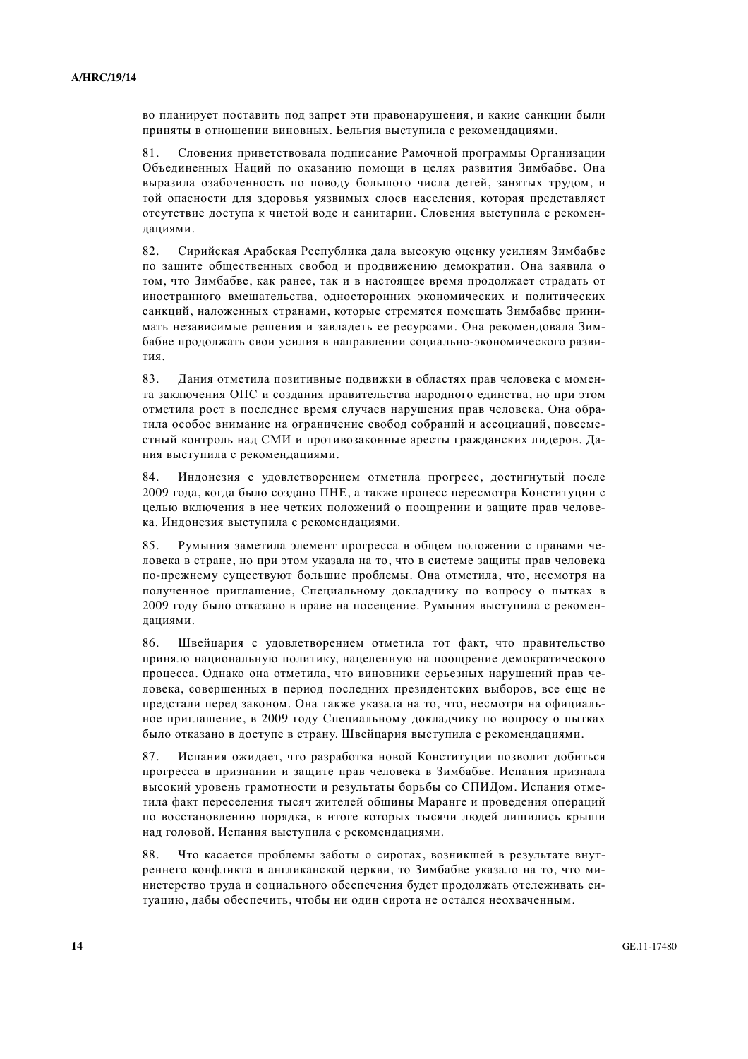во планирует поставить под запрет эти правонарушения, и какие санкции были приняты в отношении виновных. Бельгия выступила с рекомендациями.

81. Словения приветствовала подписание Рамочной программы Организации Объединенных Наций по оказанию помощи в целях развития Зимбабве. Она выразила озабоченность по поводу большого числа детей, занятых трудом, и той опасности для здоровья уязвимых слоев населения, которая представляет отсутствие доступа к чистой воде и санитарии. Словения выступила с рекомендациями.

82. Сирийская Арабская Республика дала высокую оценку усилиям Зимбабве по защите общественных свобод и продвижению демократии. Она заявила о том, что Зимбабве, как ранее, так и в настоящее время продолжает страдать от иностранного вмешательства, односторонних экономических и политических санкций, наложенных странами, которые стремятся помешать Зимбабве принимать независимые решения и завладеть ее ресурсами. Она рекомендовала Зимбабве продолжать свои усилия в направлении социально-экономического развития.

83. Дания отметила позитивные подвижки в областях прав человека с момента заключения ОПС и создания правительства народного единства, но при этом отметила рост в последнее время случаев нарушения прав человека. Она обратила особое внимание на ограничение свобод собраний и ассоциаций, повсеместный контроль над СМИ и противозаконные аресты гражданских лидеров. Дания выступила с рекомендациями.

84. Индонезия с удовлетворением отметила прогресс, достигнутый после 2009 года, когда было создано ПНЕ, а также процесс пересмотра Конституции с целью включения в нее четких положений о поощрении и защите прав человека. Индонезия выступила с рекомендациями.

85. Румыния заметила элемент прогресса в общем положении с правами человека в стране, но при этом указала на то, что в системе защиты прав человека по-прежнему существуют большие проблемы. Она отметила, что, несмотря на полученное приглашение, Специальному докладчику по вопросу о пытках в 2009 году было отказано в праве на посещение. Румыния выступила с рекомендациями.

86. Швейцария с удовлетворением отметила тот факт, что правительство приняло национальную политику, нацеленную на поощрение демократического процесса. Однако она отметила, что виновники серьезных нарушений прав человека, совершенных в период последних президентских выборов, все еще не предстали перед законом. Она также указала на то, что, несмотря на официальное приглашение, в 2009 году Специальному докладчику по вопросу о пытках было отказано в доступе в страну. Швейцария выступила с рекомендациями.

87. Испания ожидает, что разработка новой Конституции позволит добиться прогресса в признании и защите прав человека в Зимбабве. Испания признала высокий уровень грамотности и результаты борьбы со СПИДом. Испания отметила факт переселения тысяч жителей общины Маранге и проведения операций по восстановлению порядка, в итоге которых тысячи людей лишились крыши над головой. Испания выступила с рекомендациями.

88. Что касается проблемы заботы о сиротах, возникшей в результате внутреннего конфликта в англиканской церкви, то Зимбабве указало на то, что министерство труда и социального обеспечения будет продолжать отслеживать ситуацию, дабы обеспечить, чтобы ни один сирота не остался неохваченным.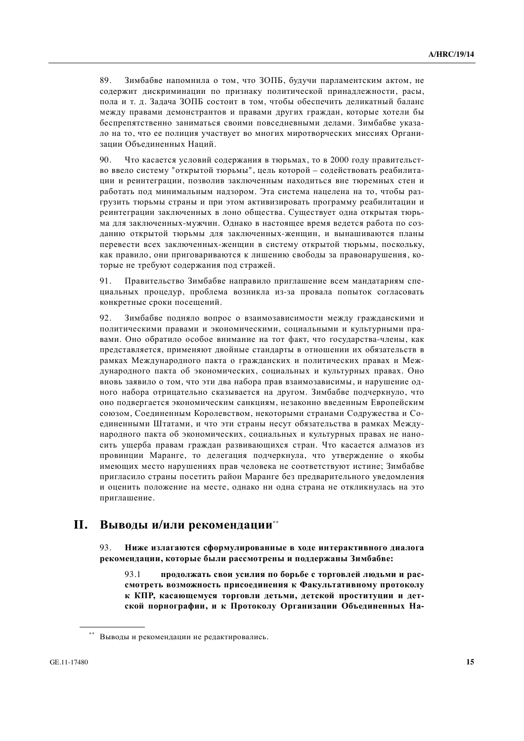89. Зимбабве напомнила о том, что ЗОПБ, будучи парламентским актом, не содержит дискриминации по признаку политической принадлежности, расы, пола и т. д. Задача ЗОПБ состоит в том, чтобы обеспечить деликатный баланс между правами демонстрантов и правами других граждан, которые хотели бы беспрепятственно заниматься своими повседневными делами. Зимбабве указало на то, что ее полиция участвует во многих миротворческих миссиях Организации Объединенных Наций.

90. Что касается условий содержания в тюрьмах, то в 2000 году правительство ввело систему "открытой тюрьмы", цель которой – содействовать реабилитации и реинтеграции, позволив заключенным находиться вне тюремных стен и работать под минимальным надзором. Эта система нацелена на то, чтобы разгрузить тюрьмы страны и при этом активизировать программу реабилитации и реинтеграции заключенных в лоно общества. Существует одна открытая тюрьма для заключенных-мужчин. Однако в настоящее время ведется работа по созданию открытой тюрьмы для заключенных-женщин, и вынашиваются планы перевести всех заключенных-женщин в систему открытой тюрьмы, поскольку, как правило, они приговариваются к лишению свободы за правонарушения, которые не требуют содержания под стражей.

91. Правительство Зимбабве направило приглашение всем мандатариям специальных процедур, проблема возникла из-за провала попыток согласовать конкретные сроки посещений.

92. Зимбабве подняло вопрос о взаимозависимости между гражданскими и политическими правами и экономическими, социальными и культурными правами. Оно обратило особое внимание на тот факт, что государства-члены, как представляется, применяют двойные стандарты в отношении их обязательств в рамках Международного пакта о гражданских и политических правах и Международного пакта об экономических, социальных и культурных правах. Оно вновь заявило о том, что эти два набора прав взаимозависимы, и нарушение одного набора отрицательно сказывается на другом. Зимбабве подчеркнуло, что оно подвергается экономическим санкциям, незаконно введенным Европейским союзом, Соединенным Королевством, некоторыми странами Содружества и Соединенными Штатами, и что эти страны несут обязательства в рамках Международного пакта об экономических, социальных и культурных правах не наносить ущерба правам граждан развивающихся стран. Что касается алмазов из провинции Маранге, то делегация подчеркнула, что утверждение о якобы имеющих место нарушениях прав человека не соответствуют истине; Зимбабве пригласило страны посетить район Маранге без предварительного уведомления и оценить положение на месте, однако ни одна страна не откликнулась на это приглашение.

## II. Выводы и/или рекомендации**

93. **Ниже излагаются сформулированные в ходе интерактивного диалога рекомендации, которые были рассмотрены и поддержаны Зимбабве:**

93.1 **продолжать свои усилия по борьбе с торговлей людьми и рассмотреть возможность присоединения к Факультативному протоколу к КПР, касающемуся торговли детьми, детской проституции и детской порнографии, и к Протоколу Организации Объединенных На-**

** Выводы и рекомендации не редактировались.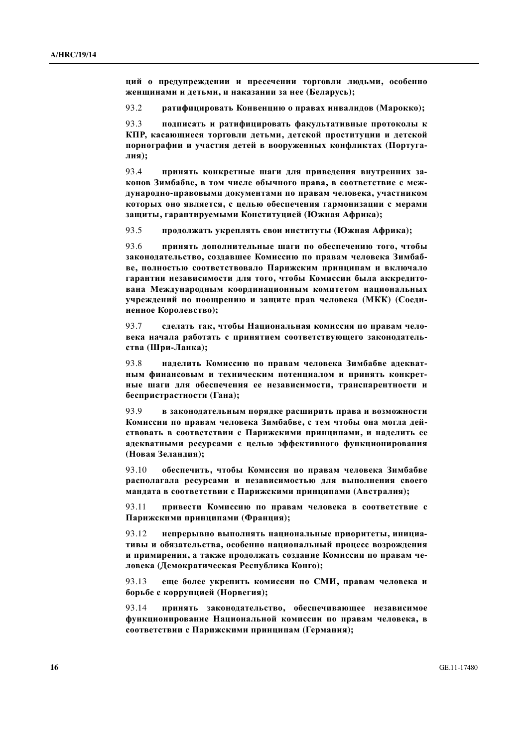**ций о предупреждении и пресечении торговли людьми, особенно женщинами и детьми, и наказании за нее (Беларусь);**

93.2 **ратифицировать Конвенцию о правах инвалидов (Марокко);**

93.3 **подписать и ратифицировать факультативные протоколы к КПР, касающиеся торговли детьми, детской проституции и детской порнографии и участия детей в вооруженных конфликтах (Португалия);**

93.4 **принять конкретные шаги для приведения внутренних законов Зимбабве, в том числе обычного права, в соответствие с международно-правовыми документами по правам человека, участником которых оно является, с целью обеспечения гармонизации с мерами защиты, гарантируемыми Конституцией (Южная Африка);**

93.5 **продолжать укреплять свои институты (Южная Африка);**

93.6 **принять дополнительные шаги по обеспечению того, чтобы законодательство, создавшее Комиссию по правам человека Зимбабве, полностью соответствовало Парижским принципам и включало гарантии независимости для того, чтобы Комиссии была аккредитована Международным координационным комитетом национальных учреждений по поощрению и защите прав человека (МКК) (Соединенное Королевство);**

93.7 **сделать так, чтобы Национальная комиссия по правам человека начала работать с принятием соответствующего законодательства (Шри-Ланка);**

93.8 **наделить Комиссию по правам человека Зимбабве адекватным финансовым и техническим потенциалом и принять конкретные шаги для обеспечения ее независимости, транспарентности и беспристрастности (Гана);**

93.9 **в законодательным порядке расширить права и возможности Комиссии по правам человека Зимбабве, с тем чтобы она могла действовать в соответствии с Парижскими принципами, и наделить ее адекватными ресурсами с целью эффективного функционирования (Новая Зеландия);**

93.10 **обеспечить, чтобы Комиссия по правам человека Зимбабве располагала ресурсами и независимостью для выполнения своего мандата в соответствии с Парижскими принципами (Австралия);**

93.11 **привести Комиссию по правам человека в соответствие с Парижскими принципами (Франция);**

93.12 **непрерывно выполнять национальные приоритеты, инициативы и обязательства, особенно национальный процесс возрождения и примирения, а также продолжать создание Комиссии по правам человека (Демократическая Республика Конго);**

93.13 **еще более укрепить комиссии по СМИ, правам человека и борьбе с коррупцией (Норвегия);**

93.14 **принять законодательство, обеспечивающее независимое функционирование Национальной комиссии по правам человека, в соответствии с Парижскими принципам (Германия);**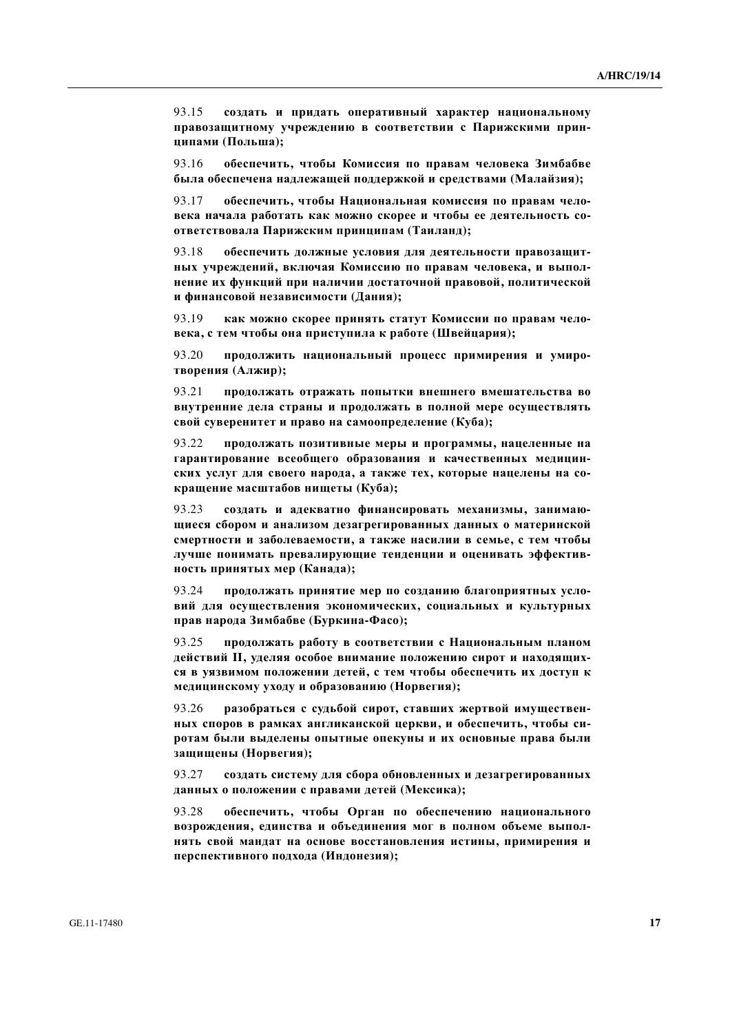93.15 **создать и придать оперативный характер национальному правозащитному учреждению в соответствии с Парижскими принципами (Польша);**

93.16 **обеспечить, чтобы Комиссия по правам человека Зимбабве была обеспечена надлежащей поддержкой и средствами (Малайзия);**

93.17 **обеспечить, чтобы Национальная комиссия по правам человека начала работать как можно скорее и чтобы ее деятельность соответствовала Парижским принципам (Таиланд);**

93.18 **обеспечить должные условия для деятельности правозащитных учреждений, включая Комиссию по правам человека, и выполнение их функций при наличии достаточной правовой, политической и финансовой независимости (Дания);**

93.19 **как можно скорее принять статут Комиссии по правам человека, с тем чтобы она приступила к работе (Швейцария);**

93.20 **продолжить национальный процесс примирения и умиротворения (Алжир);**

93.21 **продолжать отражать попытки внешнего вмешательства во внутренние дела страны и продолжать в полной мере осуществлять свой суверенитет и право на самоопределение (Куба);**

93.22 **продолжать позитивные меры и программы, нацеленные на гарантирование всеобщего образования и качественных медицинских услуг для своего народа, а также тех, которые нацелены на сокращение масштабов нищеты (Куба);**

93.23 **создать и адекватно финансировать механизмы, занимающиеся сбором и анализом дезагрегированных данных о материнской смертности и заболеваемости, а также насилии в семье, с тем чтобы лучше понимать превалирующие тенденции и оценивать эффективность принятых мер (Канада);**

93.24 **продолжать принятие мер по созданию благоприятных условий для осуществления экономических, социальных и культурных прав народа Зимбабве (Буркина-Фасо);**

93.25 **продолжать работу в соответствии с Национальным планом действий II, уделяя особое внимание положению сирот и находящихся в уязвимом положении детей, с тем чтобы обеспечить их доступ к медицинскому уходу и образованию (Норвегия);**

93.26 **разобраться с судьбой сирот, ставших жертвой имущественных споров в рамках англиканской церкви, и обеспечить, чтобы сиротам были выделены опытные опекуны и их основные права были защищены (Норвегия);**

93.27 **создать систему для сбора обновленных и дезагрегированных данных о положении с правами детей (Мексика);**

93.28 **обеспечить, чтобы Орган по обеспечению национального возрождения, единства и объединения мог в полном объеме выполнять свой мандат на основе восстановления истины, примирения и перспективного подхода (Индонезия);**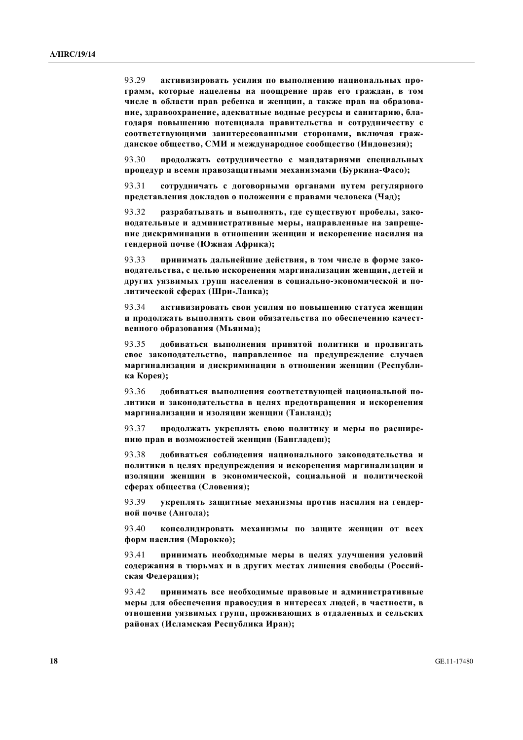93.29 **активизировать усилия по выполнению национальных программ, которые нацелены на поощрение прав его граждан, в том числе в области прав ребенка и женщин, а также прав на образование, здравоохранение, адекватные водные ресурсы и санитарию, благодаря повышению потенциала правительства и сотрудничеству с соответствующими заинтересованными сторонами, включая гражданское общество, СМИ и международное сообщество (Индонезия);**

93.30 **продолжать сотрудничество с мандатариями специальных процедур и всеми правозащитными механизмами (Буркина-Фасо);**

93.31 **сотрудничать с договорными органами путем регулярного представления докладов о положении с правами человека (Чад);**

93.32 **разрабатывать и выполнять, где существуют пробелы, законодательные и административные меры, направленные на запрещение дискриминации в отношении женщин и искоренение насилия на гендерной почве (Южная Африка);**

93.33 **принимать дальнейшие действия, в том числе в форме законодательства, с целью искоренения маргинализации женщин, детей и других уязвимых групп населения в социально-экономической и политической сферах (Шри-Ланка);**

93.34 **активизировать свои усилия по повышению статуса женщин и продолжать выполнять свои обязательства по обеспечению качественного образования (Мьянма);**

93.35 **добиваться выполнения принятой политики и продвигать свое законодательство, направленное на предупреждение случаев маргинализации и дискриминации в отношении женщин (Республика Корея);**

93.36 **добиваться выполнения соответствующей национальной политики и законодательства в целях предотвращения и искоренения маргинализации и изоляции женщин (Таиланд);**

93.37 **продолжать укреплять свою политику и меры по расширению прав и возможностей женщин (Бангладеш);**

93.38 **добиваться соблюдения национального законодательства и политики в целях предупреждения и искоренения маргинализации и изоляции женщин в экономической, социальной и политической сферах общества (Словения);**

93.39 **укреплять защитные механизмы против насилия на гендерной почве (Ангола);**

93.40 **консолидировать механизмы по защите женщин от всех форм насилия (Марокко);**

93.41 **принимать необходимые меры в целях улучшения условий содержания в тюрьмах и в других местах лишения свободы (Российская Федерация);**

93.42 **принимать все необходимые правовые и административные меры для обеспечения правосудия в интересах людей, в частности, в отношении уязвимых групп, проживающих в отдаленных и сельских районах (Исламская Республика Иран);**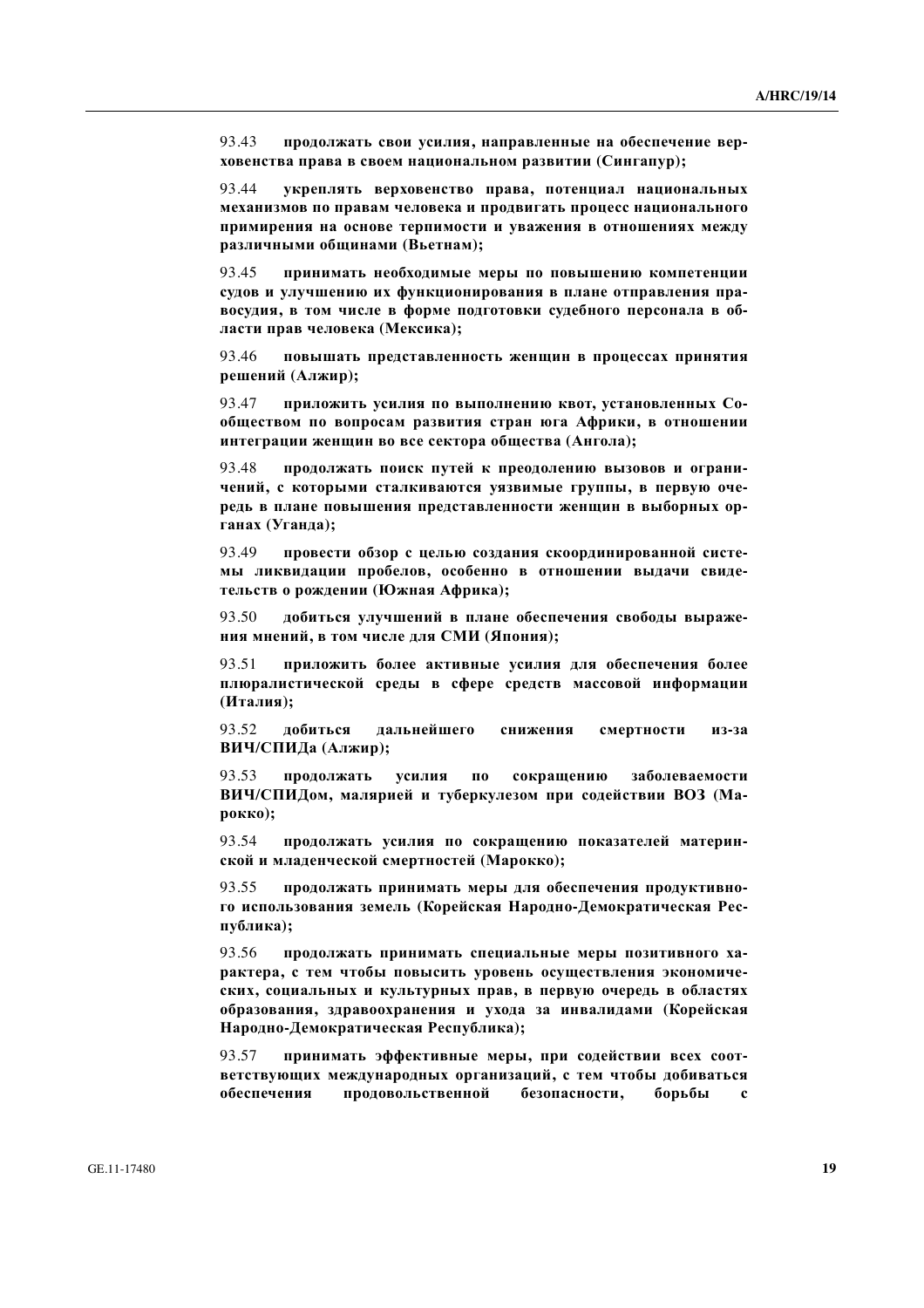93.43 **продолжать свои усилия, направленные на обеспечение верховенства права в своем национальном развитии (Сингапур);**

93.44 **укреплять верховенство права, потенциал национальных механизмов по правам человека и продвигать процесс национального примирения на основе терпимости и уважения в отношениях между различными общинами (Вьетнам);**

93.45 **принимать необходимые меры по повышению компетенции судов и улучшению их функционирования в плане отправления правосудия, в том числе в форме подготовки судебного персонала в области прав человека (Мексика);**

93.46 **повышать представленность женщин в процессах принятия решений (Алжир);**

93.47 **приложить усилия по выполнению квот, установленных Сообществом по вопросам развития стран юга Африки, в отношении интеграции женщин во все сектора общества (Ангола);**

93.48 **продолжать поиск путей к преодолению вызовов и ограничений, с которыми сталкиваются уязвимые группы, в первую очередь в плане повышения представленности женщин в выборных органах (Уганда);**

93.49 **провести обзор с целью создания скоординированной системы ликвидации пробелов, особенно в отношении выдачи свидетельств о рождении (Южная Африка);**

93.50 **добиться улучшений в плане обеспечения свободы выражения мнений, в том числе для СМИ (Япония);**

93.51 **приложить более активные усилия для обеспечения более плюралистической среды в сфере средств массовой информации (Италия);**

93.52 **добиться дальнейшего снижения смертности из-за ВИЧ/СПИДа (Алжир);**

93.53 **продолжать усилия по сокращению заболеваемости ВИЧ/СПИДом, малярией и туберкулезом при содействии ВОЗ (Марокко);**

93.54 **продолжать усилия по сокращению показателей материнской и младенческой смертностей (Марокко);**

93.55 **продолжать принимать меры для обеспечения продуктивного использования земель (Корейская Народно-Демократическая Республика);**

93.56 **продолжать принимать специальные меры позитивного характера, с тем чтобы повысить уровень осуществления экономических, социальных и культурных прав, в первую очередь в областях образования, здравоохранения и ухода за инвалидами (Корейская Народно-Демократическая Республика);**

93.57 **принимать эффективные меры, при содействии всех соответствующих международных организаций, с тем чтобы добиваться обеспечения продовольственной безопасности, борьбы с**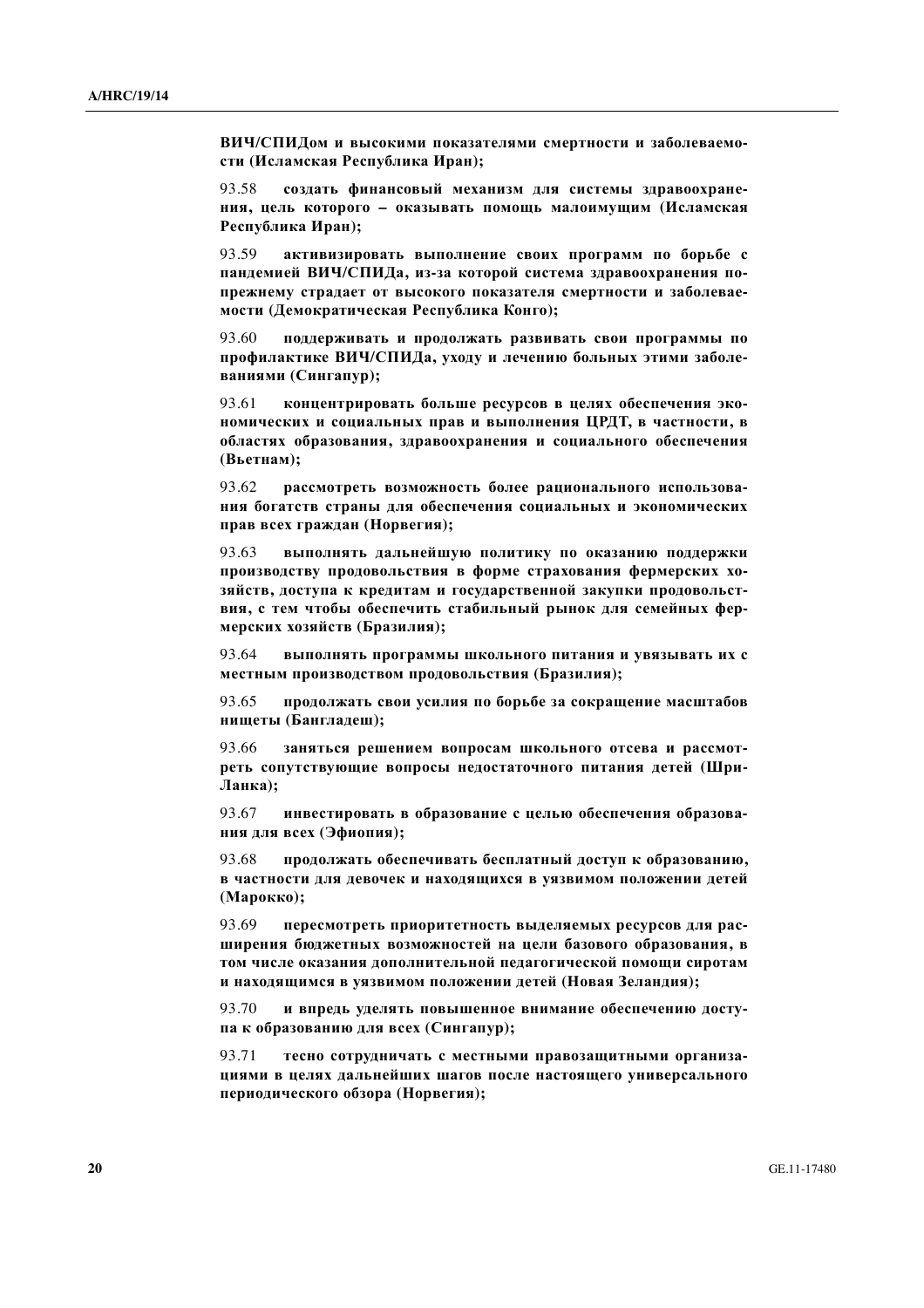**ВИЧ/СПИДом и высокими показателями смертности и заболеваемости (Исламская Республика Иран);**

93.58 **создать финансовый механизм для системы здравоохранения, цель которого – оказывать помощь малоимущим (Исламская Республика Иран);**

93.59 **активизировать выполнение своих программ по борьбе с пандемией ВИЧ/СПИДа, из-за которой система здравоохранения по-прежнему страдает от высокого показателя смертности и заболеваемости (Демократическая Республика Конго);**

93.60 **поддерживать и продолжать развивать свои программы по профилактике ВИЧ/СПИДа, уходу и лечению больных этими заболеваниями (Сингапур);**

93.61 **концентрировать больше ресурсов в целях обеспечения экономических и социальных прав и выполнения ЦРДТ, в частности, в областях образования, здравоохранения и социального обеспечения (Вьетнам);**

93.62 **рассмотреть возможность более рационального использования богатств страны для обеспечения социальных и экономических прав всех граждан (Норвегия);**

93.63 **выполнять дальнейшую политику по оказанию поддержки производству продовольствия в форме страхования фермерских хозяйств, доступа к кредитам и государственной закупки продовольствия, с тем чтобы обеспечить стабильный рынок для семейных фермерских хозяйств (Бразилия);**

93.64 **выполнять программы школьного питания и увязывать их с местным производством продовольствия (Бразилия);**

93.65 **продолжать свои усилия по борьбе за сокращение масштабов нищеты (Бангладеш);**

93.66 **заняться решением вопросам школьного отсева и рассмотреть сопутствующие вопросы недостаточного питания детей (Шри-Ланка);**

93.67 **инвестировать в образование с целью обеспечения образования для всех (Эфиопия);**

93.68 **продолжать обеспечивать бесплатный доступ к образованию, в частности для девочек и находящихся в уязвимом положении детей (Марокко);**

93.69 **пересмотреть приоритетность выделяемых ресурсов для расширения бюджетных возможностей на цели базового образования, в том числе оказания дополнительной педагогической помощи сиротам и находящимся в уязвимом положении детей (Новая Зеландия);**

93.70 **и впредь уделять повышенное внимание обеспечению доступа к образованию для всех (Сингапур);**

93.71 **тесно сотрудничать с местными правозащитными организациями в целях дальнейших шагов после настоящего универсального периодического обзора (Норвегия);**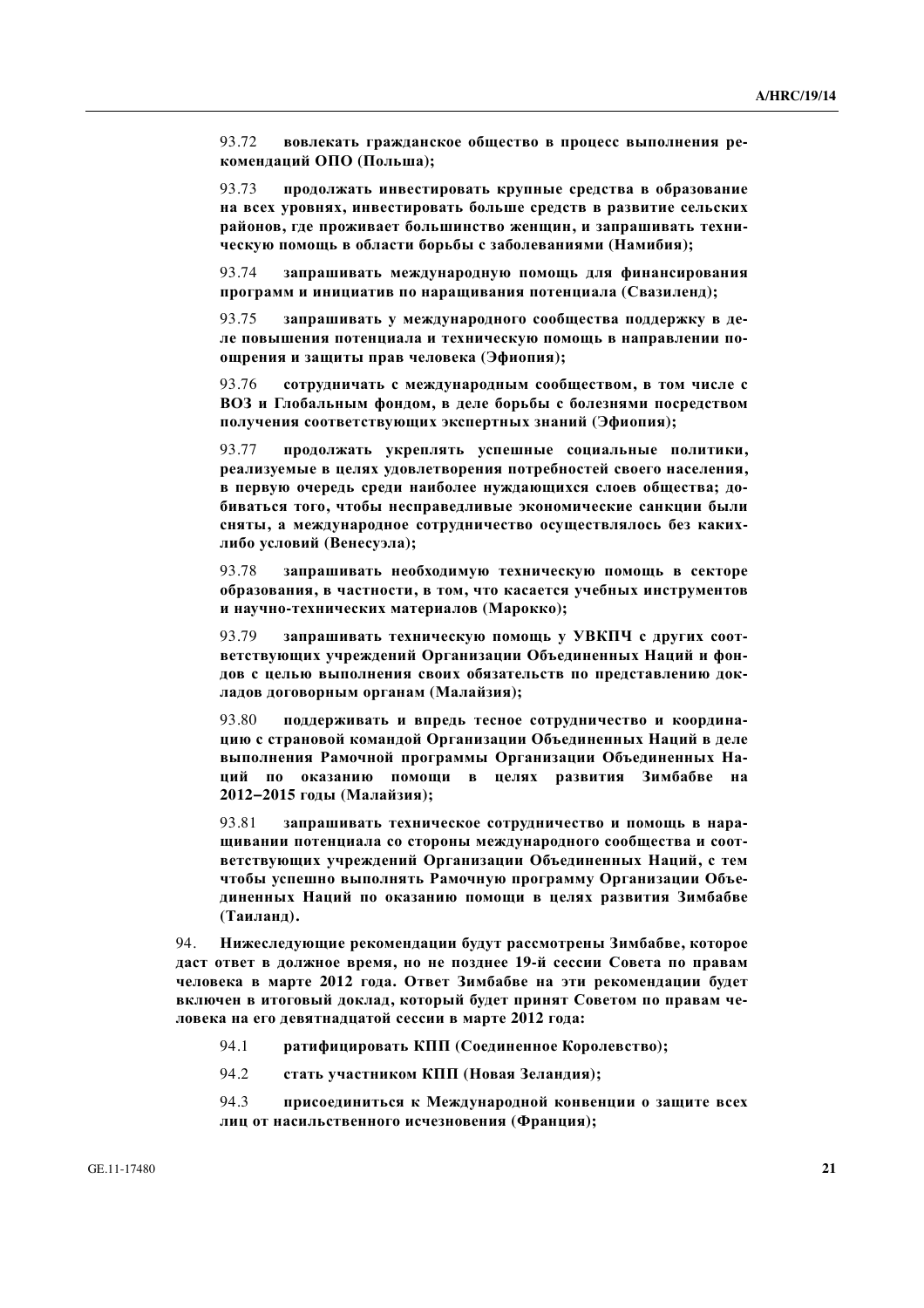93.72 **вовлекать гражданское общество в процесс выполнения рекомендаций ОПО (Польша);**

93.73 **продолжать инвестировать крупные средства в образование на всех уровнях, инвестировать больше средств в развитие сельских районов, где проживает большинство женщин, и запрашивать техническую помощь в области борьбы с заболеваниями (Намибия);**

93.74 **запрашивать международную помощь для финансирования программ и инициатив по наращивания потенциала (Свазиленд);**

93.75 **запрашивать у международного сообщества поддержку в деле повышения потенциала и техническую помощь в направлении поощрения и защиты прав человека (Эфиопия);**

93.76 **сотрудничать с международным сообществом, в том числе с ВОЗ и Глобальным фондом, в деле борьбы с болезнями посредством получения соответствующих экспертных знаний (Эфиопия);**

93.77 **продолжать укреплять успешные социальные политики, реализуемые в целях удовлетворения потребностей своего населения, в первую очередь среди наиболее нуждающихся слоев общества; добиваться того, чтобы несправедливые экономические санкции были сняты, а международное сотрудничество осуществлялось без каких-либо условий (Венесуэла);**

93.78 **запрашивать необходимую техническую помощь в секторе образования, в частности, в том, что касается учебных инструментов и научно-технических материалов (Марокко);**

93.79 **запрашивать техническую помощь у УВКПЧ с других соответствующих учреждений Организации Объединенных Наций и фондов с целью выполнения своих обязательств по представлению докладов договорным органам (Малайзия);**

93.80 **поддерживать и впредь тесное сотрудничество и координацию с страновой командой Организации Объединенных Наций в деле выполнения Рамочной программы Организации Объединенных Наций по оказанию помощи в целях развития Зимбабве на 2012–2015 годы (Малайзия);**

93.81 **запрашивать техническое сотрудничество и помощь в наращивании потенциала со стороны международного сообщества и соответствующих учреждений Организации Объединенных Наций, с тем чтобы успешно выполнять Рамочную программу Организации Объединенных Наций по оказанию помощи в целях развития Зимбабве (Таиланд).**

94. **Нижеследующие рекомендации будут рассмотрены Зимбабве, которое даст ответ в должное время, но не позднее 19-й сессии Совета по правам человека в марте 2012 года. Ответ Зимбабве на эти рекомендации будет включен в итоговый доклад, который будет принят Советом по правам человека на его девятнадцатой сессии в марте 2012 года:**

94.1 **ратифицировать КПП (Соединенное Королевство);**

94.2 **стать участником КПП (Новая Зеландия);**

94.3 **присоединиться к Международной конвенции о защите всех лиц от насильственного исчезновения (Франция);**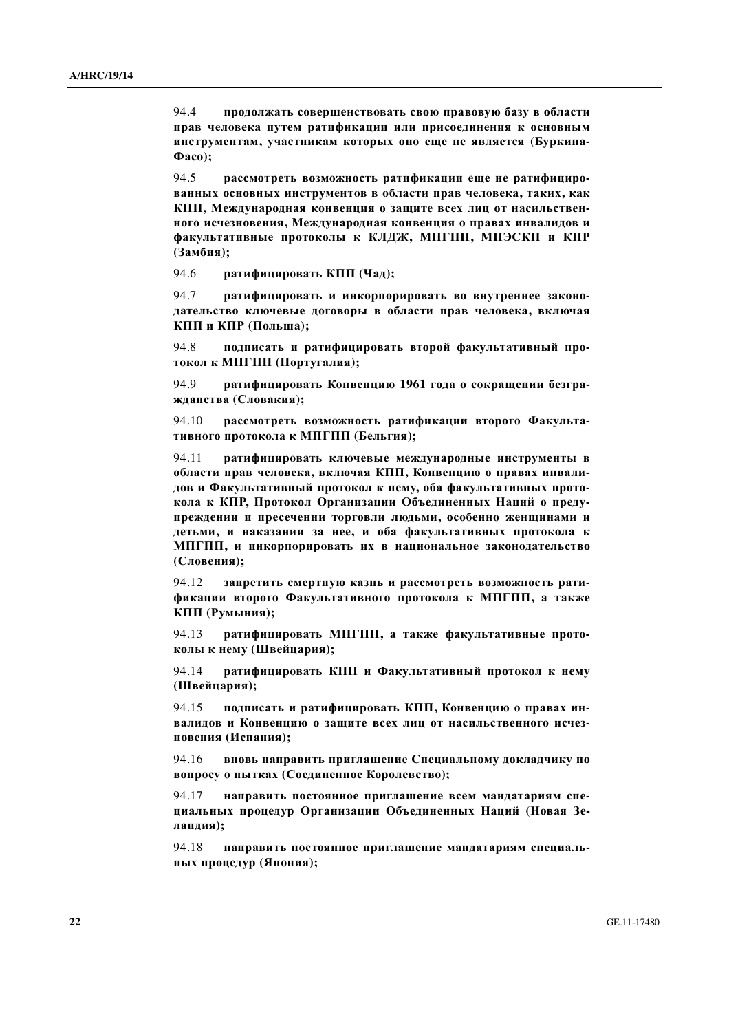94.4 **продолжать совершенствовать свою правовую базу в области прав человека путем ратификации или присоединения к основным инструментам, участникам которых оно еще не является (Буркина-Фасо);**

94.5 **рассмотреть возможность ратификации еще не ратифицированных основных инструментов в области прав человека, таких, как КПП, Международная конвенция о защите всех лиц от насильственного исчезновения, Международная конвенция о правах инвалидов и факультативные протоколы к КЛДЖ, МПГПП, МПЭСКП и КПР (Замбия);**

94.6 **ратифицировать КПП (Чад);**

94.7 **ратифицировать и инкорпорировать во внутреннее законодательство ключевые договоры в области прав человека, включая КПП и КПР (Польша);**

94.8 **подписать и ратифицировать второй факультативный протокол к МПГПП (Португалия);**

94.9 **ратифицировать Конвенцию 1961 года о сокращении безгражданства (Словакия);**

94.10 **рассмотреть возможность ратификации второго Факультативного протокола к МПГПП (Бельгия);**

94.11 **ратифицировать ключевые международные инструменты в области прав человека, включая КПП, Конвенцию о правах инвалидов и Факультативный протокол к нему, оба факультативных протокола к КПР, Протокол Организации Объединенных Наций о предупреждении и пресечении торговли людьми, особенно женщинами и детьми, и наказании за нее, и оба факультативных протокола к МПГПП, и инкорпорировать их в национальное законодательство (Словения);**

94.12 **запретить смертную казнь и рассмотреть возможность ратификации второго Факультативного протокола к МПГПП, а также КПП (Румыния);**

94.13 **ратифицировать МПГПП, а также факультативные протоколы к нему (Швейцария);**

94.14 **ратифицировать КПП и Факультативный протокол к нему (Швейцария);**

94.15 **подписать и ратифицировать КПП, Конвенцию о правах инвалидов и Конвенцию о защите всех лиц от насильственного исчезновения (Испания);**

94.16 **вновь направить приглашение Специальному докладчику по вопросу о пытках (Соединенное Королевство);**

94.17 **направить постоянное приглашение всем мандатариям специальных процедур Организации Объединенных Наций (Новая Зеландия);**

94.18 **направить постоянное приглашение мандатариям специальных процедур (Япония);**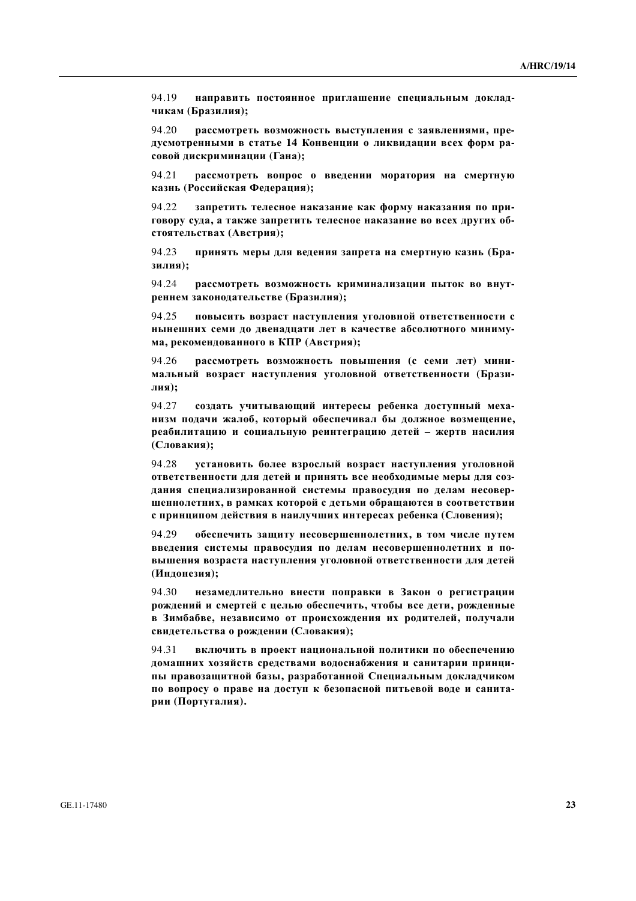94.19 **направить постоянное приглашение специальным докладчикам (Бразилия);**

94.20 **рассмотреть возможность выступления с заявлениями, предусмотренными в статье 14 Конвенции о ликвидации всех форм расовой дискриминации (Гана);**

94.21 **рассмотреть вопрос о введении моратория на смертную казнь (Российская Федерация);**

94.22 **запретить телесное наказание как форму наказания по приговору суда, а также запретить телесное наказание во всех других обстоятельствах (Австрия);**

94.23 **принять меры для ведения запрета на смертную казнь (Бразилия);**

94.24 **рассмотреть возможность криминализации пыток во внутреннем законодательстве (Бразилия);**

94.25 **повысить возраст наступления уголовной ответственности с нынешних семи до двенадцати лет в качестве абсолютного минимума, рекомендованного в КПР (Австрия);**

94.26 **рассмотреть возможность повышения (с семи лет) минимальный возраст наступления уголовной ответственности (Бразилия);**

94.27 **создать учитывающий интересы ребенка доступный механизм подачи жалоб, который обеспечивал бы должное возмещение, реабилитацию и социальную реинтеграцию детей – жертв насилия (Словакия);**

94.28 **установить более взрослый возраст наступления уголовной ответственности для детей и принять все необходимые меры для создания специализированной системы правосудия по делам несовершеннолетних, в рамках которой с детьми обращаются в соответствии с принципом действия в наилучших интересах ребенка (Словения);**

94.29 **обеспечить защиту несовершеннолетних, в том числе путем введения системы правосудия по делам несовершеннолетних и повышения возраста наступления уголовной ответственности для детей (Индонезия);**

94.30 **незамедлительно внести поправки в Закон о регистрации рождений и смертей с целью обеспечить, чтобы все дети, рожденные в Зимбабве, независимо от происхождения их родителей, получали свидетельства о рождении (Словакия);**

94.31 **включить в проект национальной политики по обеспечению домашних хозяйств средствами водоснабжения и санитарии принципы правозащитной базы, разработанной Специальным докладчиком по вопросу о праве на доступ к безопасной питьевой воде и санитарии (Португалия).**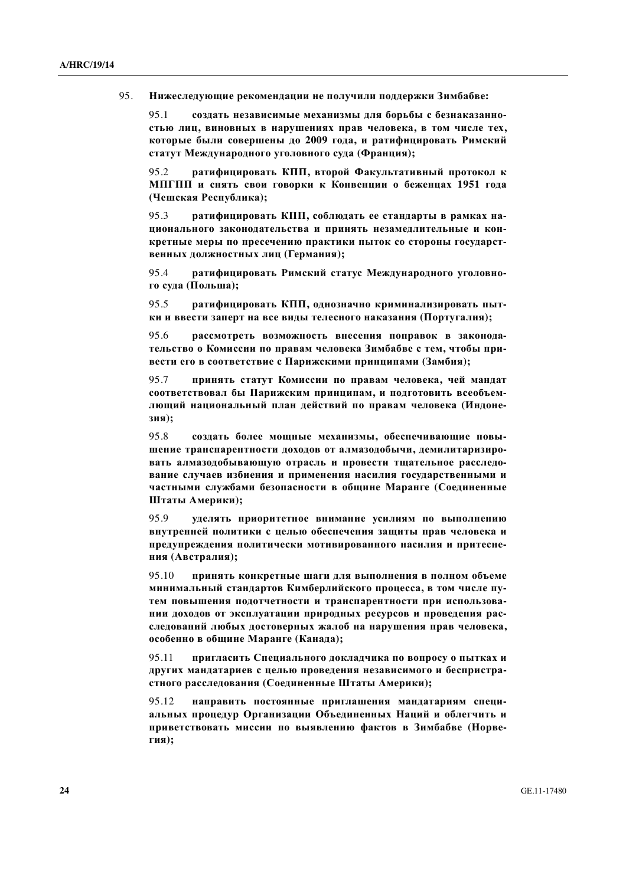95. **Нижеследующие рекомендации не получили поддержки Зимбабве:**

95.1 **создать независимые механизмы для борьбы с безнаказанностью лиц, виновных в нарушениях прав человека, в том числе тех, которые были совершены до 2009 года, и ратифицировать Римский статут Международного уголовного суда (Франция);**

95.2 **ратифицировать КПП, второй Факультативный протокол к МПГПП и снять свои говорки к Конвенции о беженцах 1951 года (Чешская Республика);**

95.3 **ратифицировать КПП, соблюдать ее стандарты в рамках национального законодательства и принять незамедлительные и конкретные меры по пресечению практики пыток со стороны государственных должностных лиц (Германия);**

95.4 **ратифицировать Римский статус Международного уголовного суда (Польша);**

95.5 **ратифицировать КПП, однозначно криминализировать пытки и ввести заперт на все виды телесного наказания (Португалия);**

95.6 **рассмотреть возможность внесения поправок в законодательство о Комиссии по правам человека Зимбабве с тем, чтобы привести его в соответствие с Парижскими принципами (Замбия);**

95.7 **принять статут Комиссии по правам человека, чей мандат соответствовал бы Парижским принципам, и подготовить всеобъемлющий национальный план действий по правам человека (Индонезия);**

95.8 **создать более мощные механизмы, обеспечивающие повышение транспарентности доходов от алмазодобычи, демилитаризировать алмазодобывающую отрасль и провести тщательное расследование случаев избиения и применения насилия государственными и частными службами безопасности в общине Маранге (Соединенные Штаты Америки);**

95.9 **уделять приоритетное внимание усилиям по выполнению внутренней политики с целью обеспечения защиты прав человека и предупреждения политически мотивированного насилия и притеснения (Австралия);**

95.10 **принять конкретные шаги для выполнения в полном объеме минимальный стандартов Кимберлийского процесса, в том числе путем повышения подотчетности и транспарентности при использовании доходов от эксплуатации природных ресурсов и проведения расследований любых достоверных жалоб на нарушения прав человека, особенно в общине Маранге (Канада);**

95.11 **пригласить Специального докладчика по вопросу о пытках и других мандатариев с целью проведения независимого и беспристрастного расследования (Соединенные Штаты Америки);**

95.12 **направить постоянные приглашения мандатариям специальных процедур Организации Объединенных Наций и облегчить и приветствовать миссии по выявлению фактов в Зимбабве (Норвегия);**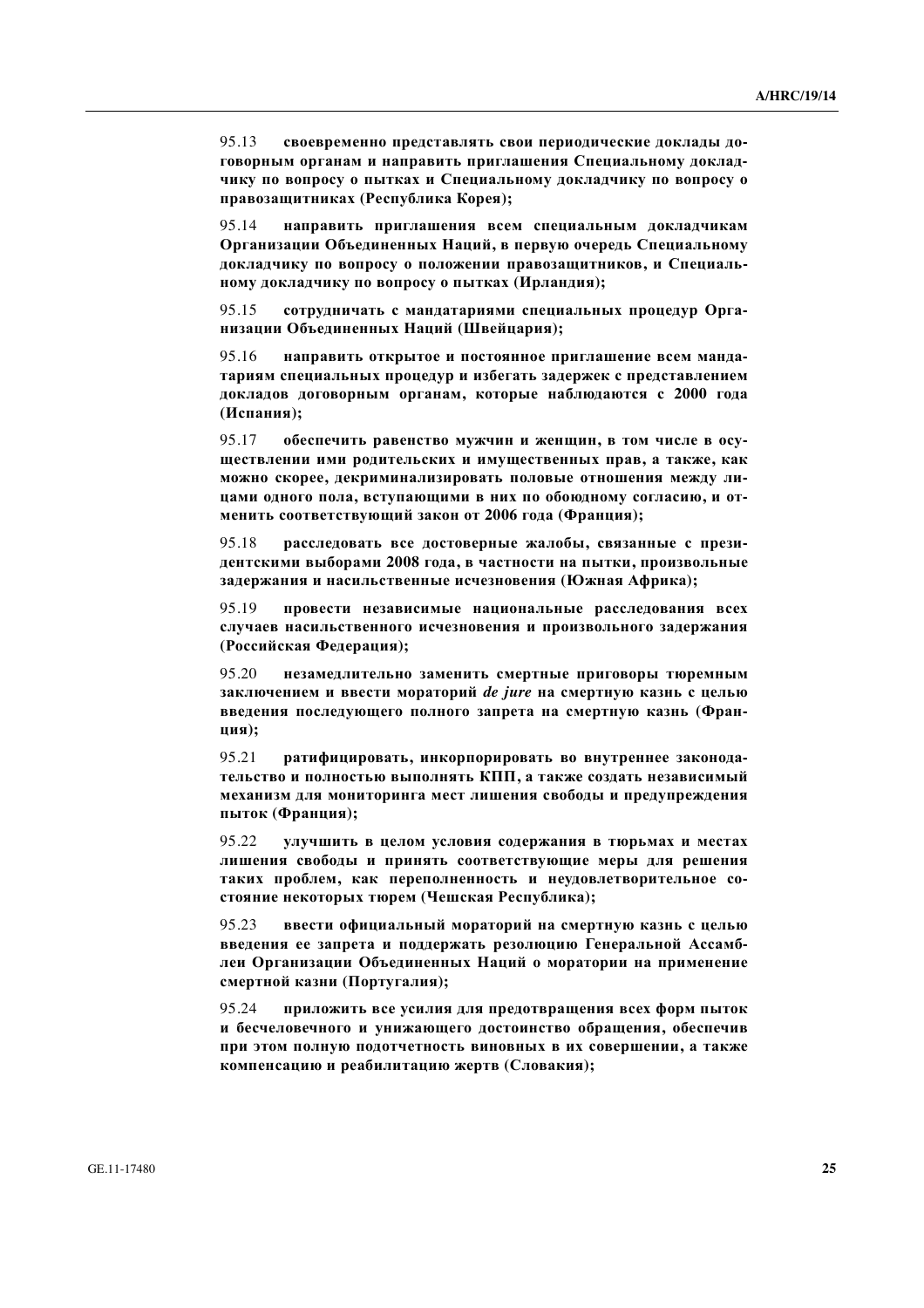95.13 **своевременно представлять свои периодические доклады договорным органам и направить приглашения Специальному докладчику по вопросу о пытках и Специальному докладчику по вопросу о правозащитниках (Республика Корея);**

95.14 **направить приглашения всем специальным докладчикам Организации Объединенных Наций, в первую очередь Специальному докладчику по вопросу о положении правозащитников, и Специальному докладчику по вопросу о пытках (Ирландия);**

95.15 **сотрудничать с мандатариями специальных процедур Организации Объединенных Наций (Швейцария);**

95.16 **направить открытое и постоянное приглашение всем мандатариям специальных процедур и избегать задержек с представлением докладов договорным органам, которые наблюдаются с 2000 года (Испания);**

95.17 **обеспечить равенство мужчин и женщин, в том числе в осуществлении ими родительских и имущественных прав, а также, как можно скорее, декриминализировать половые отношения между лицами одного пола, вступающими в них по обоюдному согласию, и отменить соответствующий закон от 2006 года (Франция);**

95.18 **расследовать все достоверные жалобы, связанные с президентскими выборами 2008 года, в частности на пытки, произвольные задержания и насильственные исчезновения (Южная Африка);**

95.19 **провести независимые национальные расследования всех случаев насильственного исчезновения и произвольного задержания (Российская Федерация);**

95.20 **незамедлительно заменить смертные приговоры тюремным заключением и ввести мораторий *de jure* на смертную казнь с целью введения последующего полного запрета на смертную казнь (Франция);**

95.21 **ратифицировать, инкорпорировать во внутреннее законодательство и полностью выполнять КПП, а также создать независимый механизм для мониторинга мест лишения свободы и предупреждения пыток (Франция);**

95.22 **улучшить в целом условия содержания в тюрьмах и местах лишения свободы и принять соответствующие меры для решения таких проблем, как переполненность и неудовлетворительное состояние некоторых тюрем (Чешская Республика);**

95.23 **ввести официальный мораторий на смертную казнь с целью введения ее запрета и поддержать резолюцию Генеральной Ассамблеи Организации Объединенных Наций о моратории на применение смертной казни (Португалия);**

95.24 **приложить все усилия для предотвращения всех форм пыток и бесчеловечного и унижающего достоинства обращения, обеспечив при этом полную подотчетность виновных в их совершении, а также компенсацию и реабилитацию жертв (Словакия);**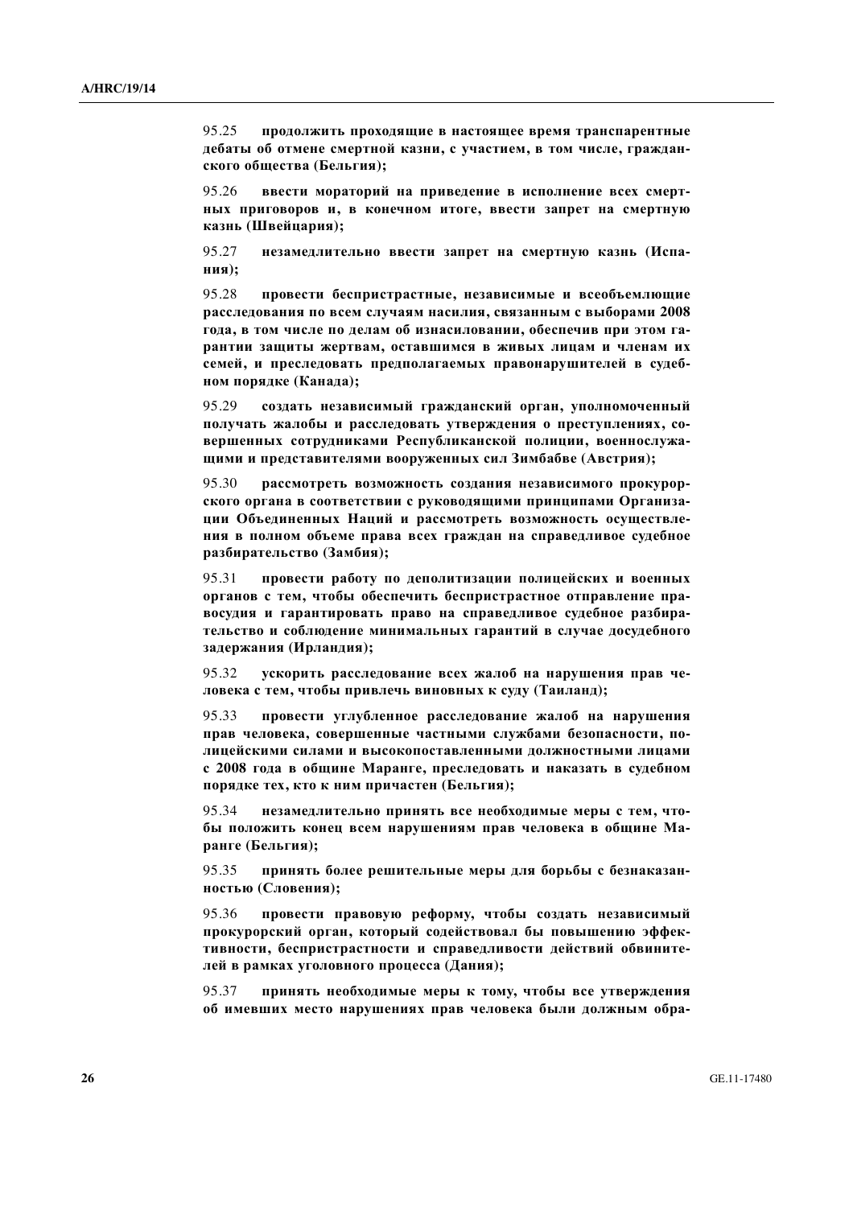95.25 **продолжить проходящие в настоящее время транспарентные дебаты об отмене смертной казни, с участием, в том числе, гражданского общества (Бельгия);**

95.26 **ввести мораторий на приведение в исполнение всех смертных приговоров и, в конечном итоге, ввести запрет на смертную казнь (Швейцария);**

95.27 **незамедлительно ввести запрет на смертную казнь (Испания);**

95.28 **провести беспристрастные, независимые и всеобъемлющие расследования по всем случаям насилия, связанным с выборами 2008 года, в том числе по делам об изнасиловании, обеспечив при этом гарантии защиты жертвам, оставшимся в живых лицам и членам их семей, и преследовать предполагаемых правонарушителей в судебном порядке (Канада);**

95.29 **создать независимый гражданский орган, уполномоченный получать жалобы и расследовать утверждения о преступлениях, совершенных сотрудниками Республиканской полиции, военнослужащими и представителями вооруженных сил Зимбабве (Австрия);**

95.30 **рассмотреть возможность создания независимого прокурорского органа в соответствии с руководящими принципами Организации Объединенных Наций и рассмотреть возможность осуществления в полном объеме права всех граждан на справедливое судебное разбирательство (Замбия);**

95.31 **провести работу по деполитизации полицейских и военных органов с тем, чтобы обеспечить беспристрастное отправление правосудия и гарантировать право на справедливое судебное разбирательство и соблюдение минимальных гарантий в случае досудебного задержания (Ирландия);**

95.32 **ускорить расследование всех жалоб на нарушения прав человека с тем, чтобы привлечь виновных к суду (Таиланд);**

95.33 **провести углубленное расследование жалоб на нарушения прав человека, совершенные частными службами безопасности, полицейскими силами и высокопоставленными должностными лицами с 2008 года в общине Маранге, преследовать и наказать в судебном порядке тех, кто к ним причастен (Бельгия);**

95.34 **незамедлительно принять все необходимые меры с тем, чтобы положить конец всем нарушениям прав человека в общине Маранге (Бельгия);**

95.35 **принять более решительные меры для борьбы с безнаказанностью (Словения);**

95.36 **провести правовую реформу, чтобы создать независимый прокурорский орган, который содействовал бы повышению эффективности, беспристрастности и справедливости действий обвинителей в рамках уголовного процесса (Дания);**

95.37 **принять необходимые меры к тому, чтобы все утверждения об имевших место нарушениях прав человека были должным обра-**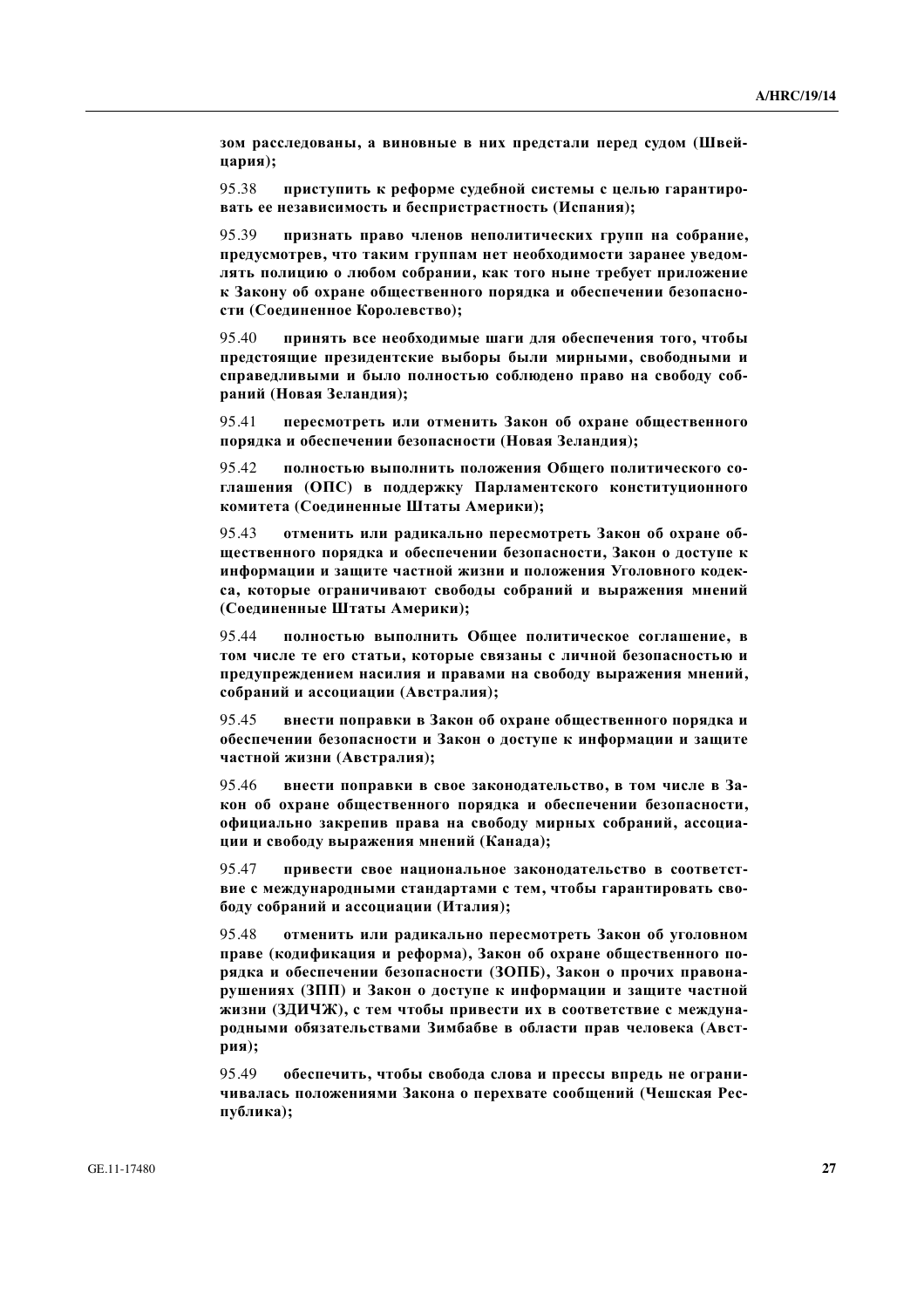**зом расследованы, а виновные в них предстали перед судом (Швейцария);**

95.38 **приступить к реформе судебной системы с целью гарантировать ее независимость и беспристрастность (Испания);**

95.39 **признать право членов неполитических групп на собрание, предусмотрев, что таким группам нет необходимости заранее уведомлять полицию о любом собрании, как того ныне требует приложение к Закону об охране общественного порядка и обеспечении безопасности (Соединенное Королевство);**

95.40 **принять все необходимые шаги для обеспечения того, чтобы предстоящие президентские выборы были мирными, свободными и справедливыми и было полностью соблюдено право на свободу собраний (Новая Зеландия);**

95.41 **пересмотреть или отменить Закон об охране общественного порядка и обеспечении безопасности (Новая Зеландия);**

95.42 **полностью выполнить положения Общего политического соглашения (ОПС) в поддержку Парламентского конституционного комитета (Соединенные Штаты Америки);**

95.43 **отменить или радикально пересмотреть Закон об охране общественного порядка и обеспечении безопасности, Закон о доступе к информации и защите частной жизни и положения Уголовного кодекса, которые ограничивают свободы собраний и выражения мнений (Соединенные Штаты Америки);**

95.44 **полностью выполнить Общее политическое соглашение, в том числе те его статьи, которые связаны с личной безопасностью и предупреждением насилия и правами на свободу выражения мнений, собраний и ассоциации (Австралия);**

95.45 **внести поправки в Закон об охране общественного порядка и обеспечении безопасности и Закон о доступе к информации и защите частной жизни (Австралия);**

95.46 **внести поправки в свое законодательство, в том числе в Закон об охране общественного порядка и обеспечении безопасности, официально закрепив права на свободу мирных собраний, ассоциации и свободу выражения мнений (Канада);**

95.47 **привести свое национальное законодательство в соответствие с международными стандартами с тем, чтобы гарантировать свободу собраний и ассоциации (Италия);**

95.48 **отменить или радикально пересмотреть Закон об уголовном праве (кодификация и реформа), Закон об охране общественного порядка и обеспечении безопасности (ЗОПБ), Закон о прочих правонарушениях (ЗПП) и Закон о доступе к информации и защите частной жизни (ЗДИЧЖ), с тем чтобы привести их в соответствие с международными обязательствами Зимбабве в области прав человека (Австрия);**

95.49 **обеспечить, чтобы свобода слова и прессы впредь не ограничивалась положениями Закона о перехвате сообщений (Чешская Республика);**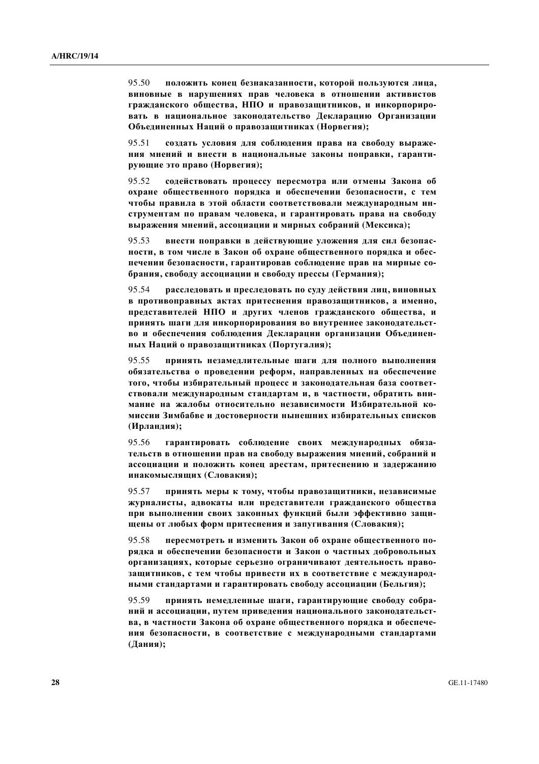95.50 **положить конец безнаказанности, которой пользуются лица, виновные в нарушениях прав человека в отношении активистов гражданского общества, НПО и правозащитников, и инкорпорировать в национальное законодательство Декларацию Организации Объединенных Наций о правозащитниках (Норвегия);**

95.51 **создать условия для соблюдения права на свободу выражения мнений и внести в национальные законы поправки, гарантирующие это право (Норвегия);**

95.52 **содействовать процессу пересмотра или отмены Закона об охране общественного порядка и обеспечении безопасности, с тем чтобы правила в этой области соответствовали международным инструментам по правам человека, и гарантировать права на свободу выражения мнений, ассоциации и мирных собраний (Мексика);**

95.53 **внести поправки в действующие уложения для сил безопасности, в том числе в Закон об охране общественного порядка и обеспечении безопасности, гарантировав соблюдение прав на мирные собрания, свободу ассоциации и свободу прессы (Германия);**

95.54 **расследовать и преследовать по суду действия лиц, виновных в противоправных актах притеснения правозащитников, а именно, представителей НПО и других членов гражданского общества, и принять шаги для инкорпорирования во внутреннее законодательство и обеспечения соблюдения Декларации организации Объединенных Наций о правозащитниках (Португалия);**

95.55 **принять незамедлительные шаги для полного выполнения обязательства о проведении реформ, направленных на обеспечение того, чтобы избирательный процесс и законодательная база соответствовали международным стандартам и, в частности, обратить внимание на жалобы относительно независимости Избирательной комиссии Зимбабве и достоверности нынешних избирательных списков (Ирландия);**

95.56 **гарантировать соблюдение своих международных обязательств в отношении прав на свободу выражения мнений, собраний и ассоциации и положить конец арестам, притеснению и задержанию инакомыслящих (Словакия);**

95.57 **принять меры к тому, чтобы правозащитники, независимые журналисты, адвокаты или представители гражданского общества при выполнении своих законных функций были эффективно защищены от любых форм притеснения и запугивания (Словакия);**

95.58 **пересмотреть и изменить Закон об охране общественного порядка и обеспечении безопасности и Закон о частных добровольных организациях, которые серьезно ограничивают деятельность правозащитников, с тем чтобы привести их в соответствие с международными стандартами и гарантировать свободу ассоциации (Бельгия);**

95.59 **принять немедленные шаги, гарантирующие свободу собраний и ассоциации, путем приведения национального законодательства, в частности Закона об охране общественного порядка и обеспечения безопасности, в соответствие с международными стандартами (Дания);**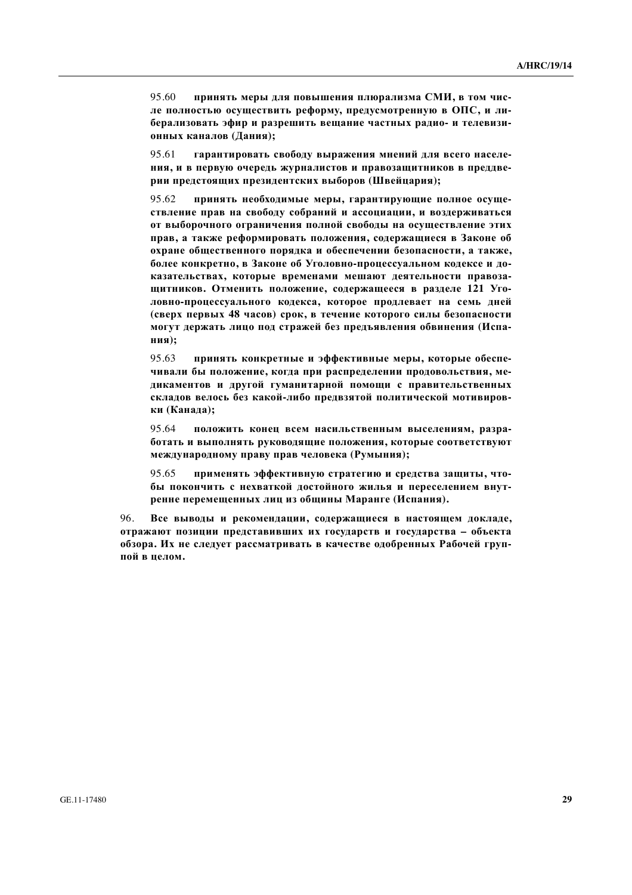95.60 **принять меры для повышения плюрализма СМИ, в том числе полностью осуществить реформу, предусмотренную в ОПС, и либерализовать эфир и разрешить вещание частных радио- и телевизионных каналов (Дания);**

95.61 **гарантировать свободу выражения мнений для всего населения, и в первую очередь журналистов и правозащитников в преддверии предстоящих президентских выборов (Швейцария);**

95.62 **принять необходимые меры, гарантирующие полное осуществление прав на свободу собраний и ассоциации, и воздерживаться от выборочного ограничения полной свободы на осуществление этих прав, а также реформировать положения, содержащиеся в Законе об охране общественного порядка и обеспечении безопасности, а также, более конкретно, в Законе об Уголовно-процессуальном кодексе и доказательствах, которые временами мешают деятельности правозащитников. Отменить положение, содержащееся в разделе 121 Уголовно-процессуального кодекса, которое продлевает на семь дней (сверх первых 48 часов) срок, в течение которого силы безопасности могут держать лицо под стражей без предъявления обвинения (Испания);**

95.63 **принять конкретные и эффективные меры, которые обеспечивали бы положение, когда при распределении продовольствия, медикаментов и другой гуманитарной помощи с правительственных складов велось без какой-либо предвзятой политической мотивировки (Канада);**

95.64 **положить конец всем насильственным выселениям, разработать и выполнять руководящие положения, которые соответствуют международному праву прав человека (Румыния);**

95.65 **применять эффективную стратегию и средства защиты, чтобы покончить с нехваткой достойного жилья и переселением внутренне перемещенных лиц из общины Маранге (Испания).**

96. **Все выводы и рекомендации, содержащиеся в настоящем докладе, отражают позиции представивших их государств и государства – объекта обзора. Их не следует рассматривать в качестве одобренных Рабочей группой в целом.**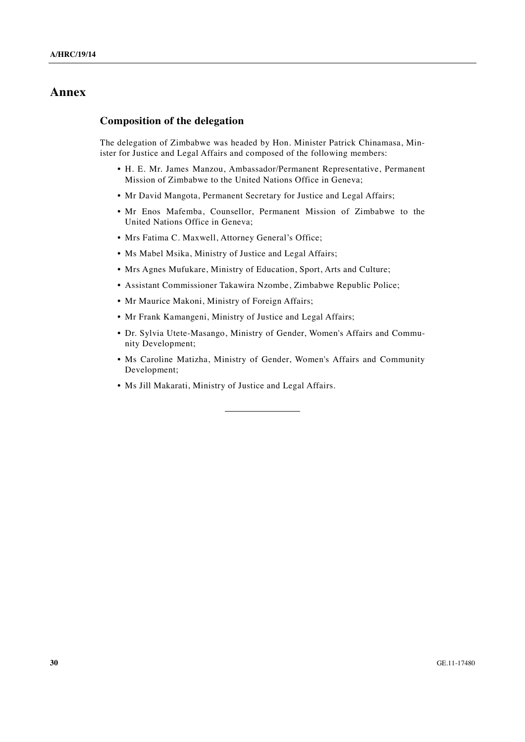# Annex

## Composition of the delegation

The delegation of Zimbabwe was headed by Hon. Minister Patrick Chinamasa, Minister for Justice and Legal Affairs and composed of the following members:

- H. E. Mr. James Manzou, Ambassador/Permanent Representative, Permanent Mission of Zimbabwe to the United Nations Office in Geneva;
- Mr David Mangota, Permanent Secretary for Justice and Legal Affairs;
- Mr Enos Mafemba, Counsellor, Permanent Mission of Zimbabwe to the United Nations Office in Geneva;
- Mrs Fatima C. Maxwell, Attorney General's Office;
- Ms Mabel Msika, Ministry of Justice and Legal Affairs;
- Mrs Agnes Mufukare, Ministry of Education, Sport, Arts and Culture;
- Assistant Commissioner Takawira Nzombe, Zimbabwe Republic Police;
- Mr Maurice Makoni, Ministry of Foreign Affairs;
- Mr Frank Kamangeni, Ministry of Justice and Legal Affairs;
- Dr. Sylvia Utete-Masango, Ministry of Gender, Women's Affairs and Community Development;
- Ms Caroline Matizha, Ministry of Gender, Women's Affairs and Community Development;
- Ms Jill Makarati, Ministry of Justice and Legal Affairs.